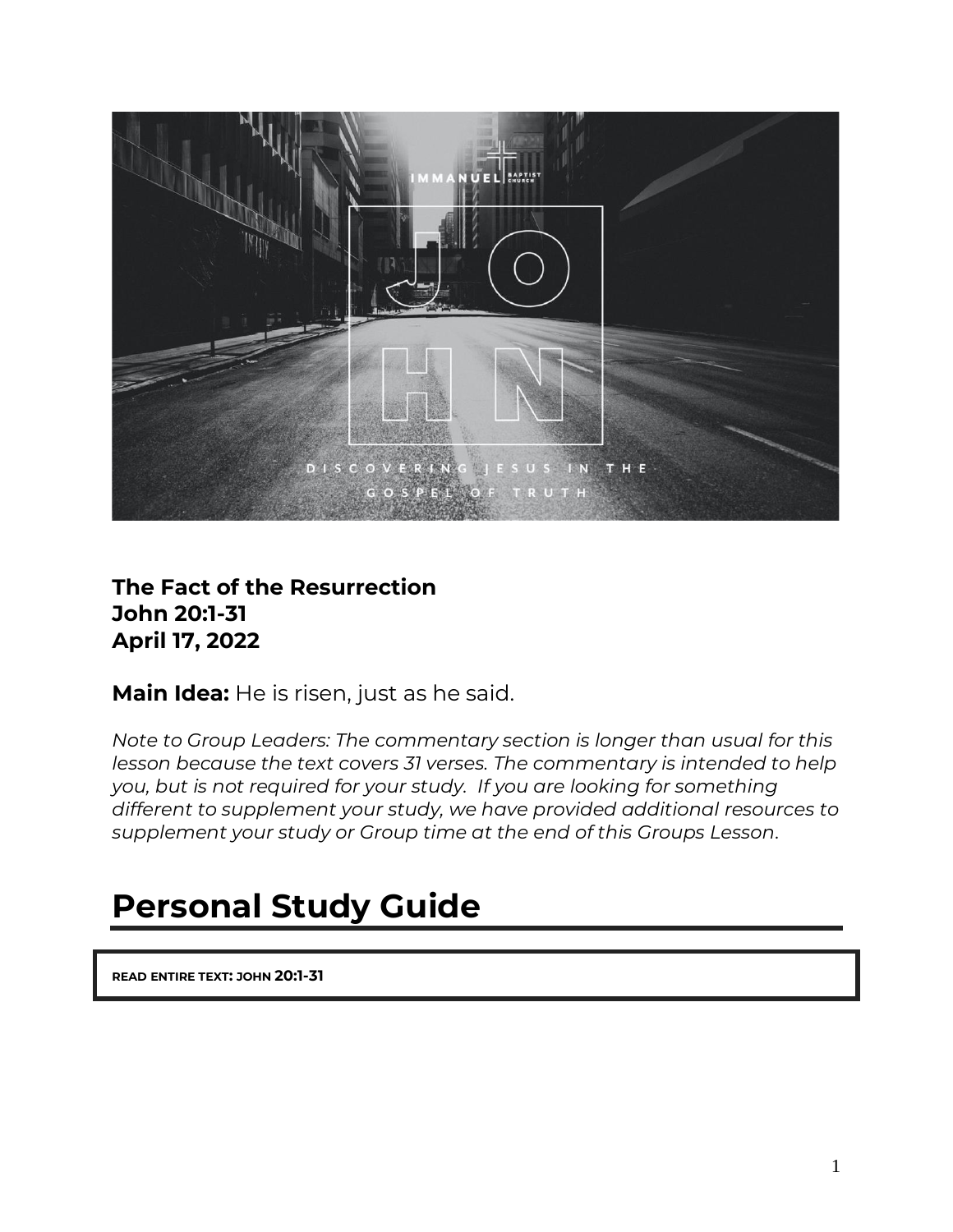**The Fact of the Resurrection**
**John 20:1-31**
**April 17, 2022**

**Main Idea:** He is risen, just as he said.

*Note to Group Leaders: The commentary section is longer than usual for this lesson because the text covers 31 verses. The commentary is intended to help you, but is not required for your study. If you are looking for something different to supplement your study, we have provided additional resources to supplement your study or Group time at the end of this Groups Lesson.*

# Personal Study Guide

**READ ENTIRE TEXT: JOHN 20:1-31**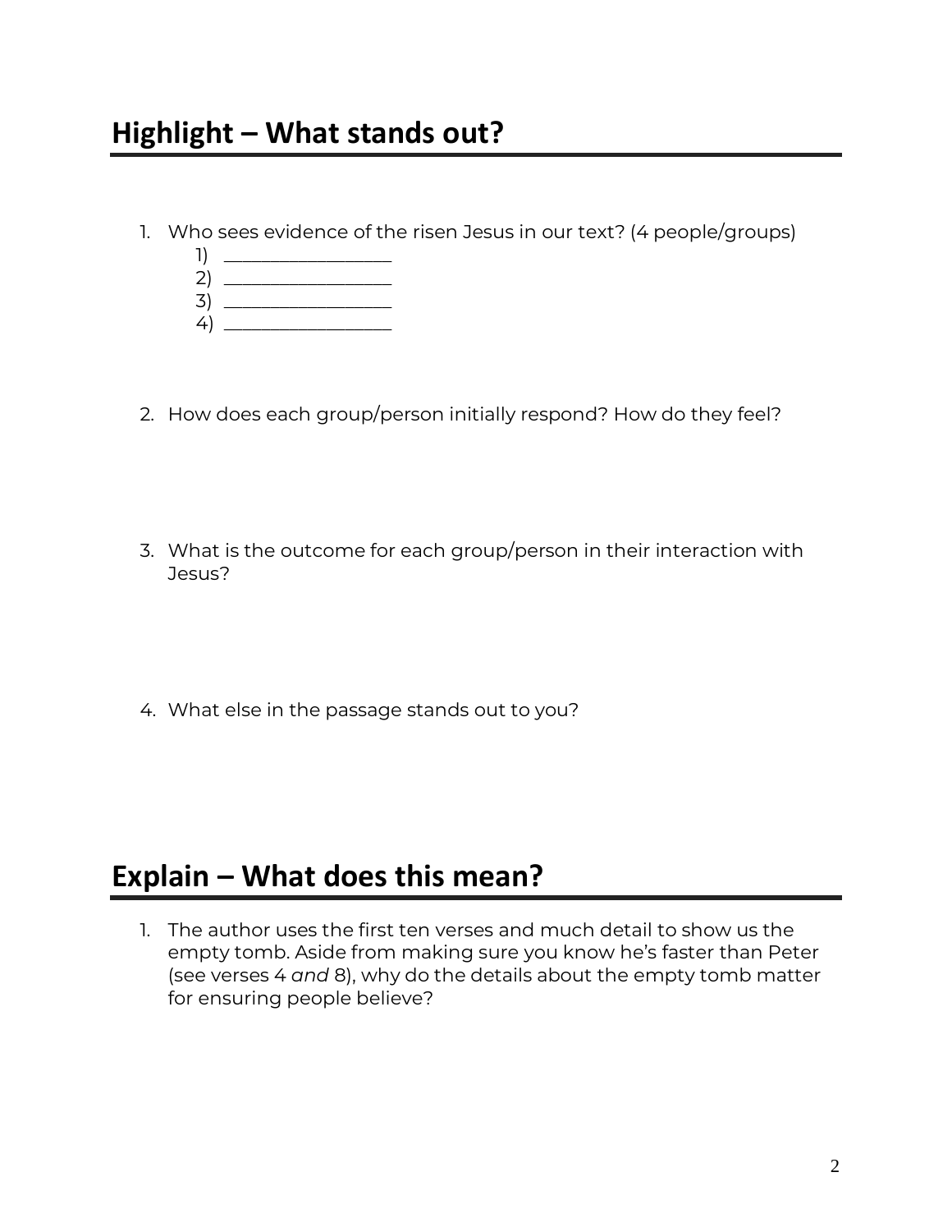## Highlight – What stands out?

1. Who sees evidence of the risen Jesus in our text? (4 people/groups)
   1) ________________
   2) ________________
   3) ________________
   4) ________________

2. How does each group/person initially respond? How do they feel?

3. What is the outcome for each group/person in their interaction with Jesus?

4. What else in the passage stands out to you?

## Explain – What does this mean?

1. The author uses the first ten verses and much detail to show us the empty tomb. Aside from making sure you know he's faster than Peter (see verses 4 *and* 8), why do the details about the empty tomb matter for ensuring people believe?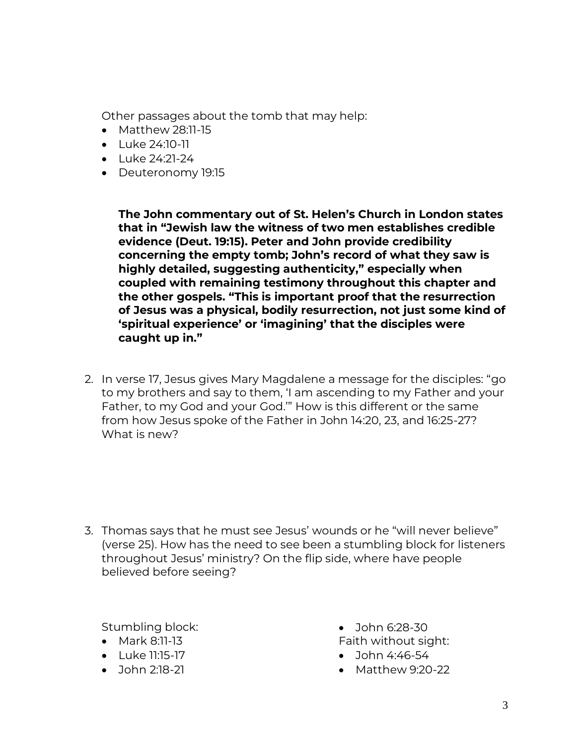Other passages about the tomb that may help:

- Matthew 28:11-15
- Luke 24:10-11
- Luke 24:21-24
- Deuteronomy 19:15

**The John commentary out of St. Helen's Church in London states that in "Jewish law the witness of two men establishes credible evidence (Deut. 19:15). Peter and John provide credibility concerning the empty tomb; John's record of what they saw is highly detailed, suggesting authenticity," especially when coupled with remaining testimony throughout this chapter and the other gospels. "This is important proof that the resurrection of Jesus was a physical, bodily resurrection, not just some kind of 'spiritual experience' or 'imagining' that the disciples were caught up in."**

2. In verse 17, Jesus gives Mary Magdalene a message for the disciples: "go to my brothers and say to them, 'I am ascending to my Father and your Father, to my God and your God.'" How is this different or the same from how Jesus spoke of the Father in John 14:20, 23, and 16:25-27? What is new?

3. Thomas says that he must see Jesus' wounds or he "will never believe" (verse 25). How has the need to see been a stumbling block for listeners throughout Jesus' ministry? On the flip side, where have people believed before seeing?

Stumbling block:

- Mark 8:11-13
- Luke 11:15-17
- John 2:18-21
- John 6:28-30

Faith without sight:

- John 4:46-54
- Matthew 9:20-22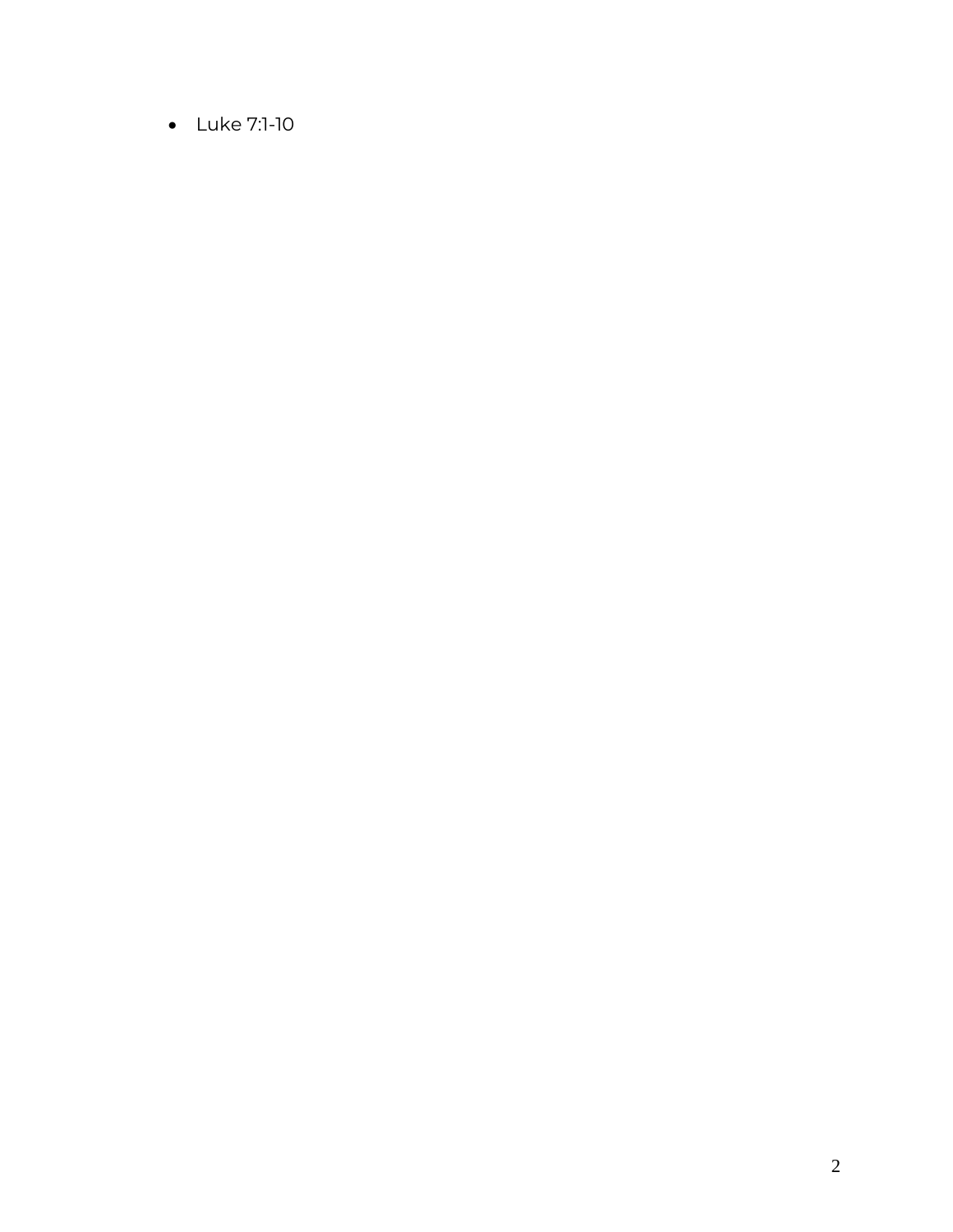- Luke 7:1-10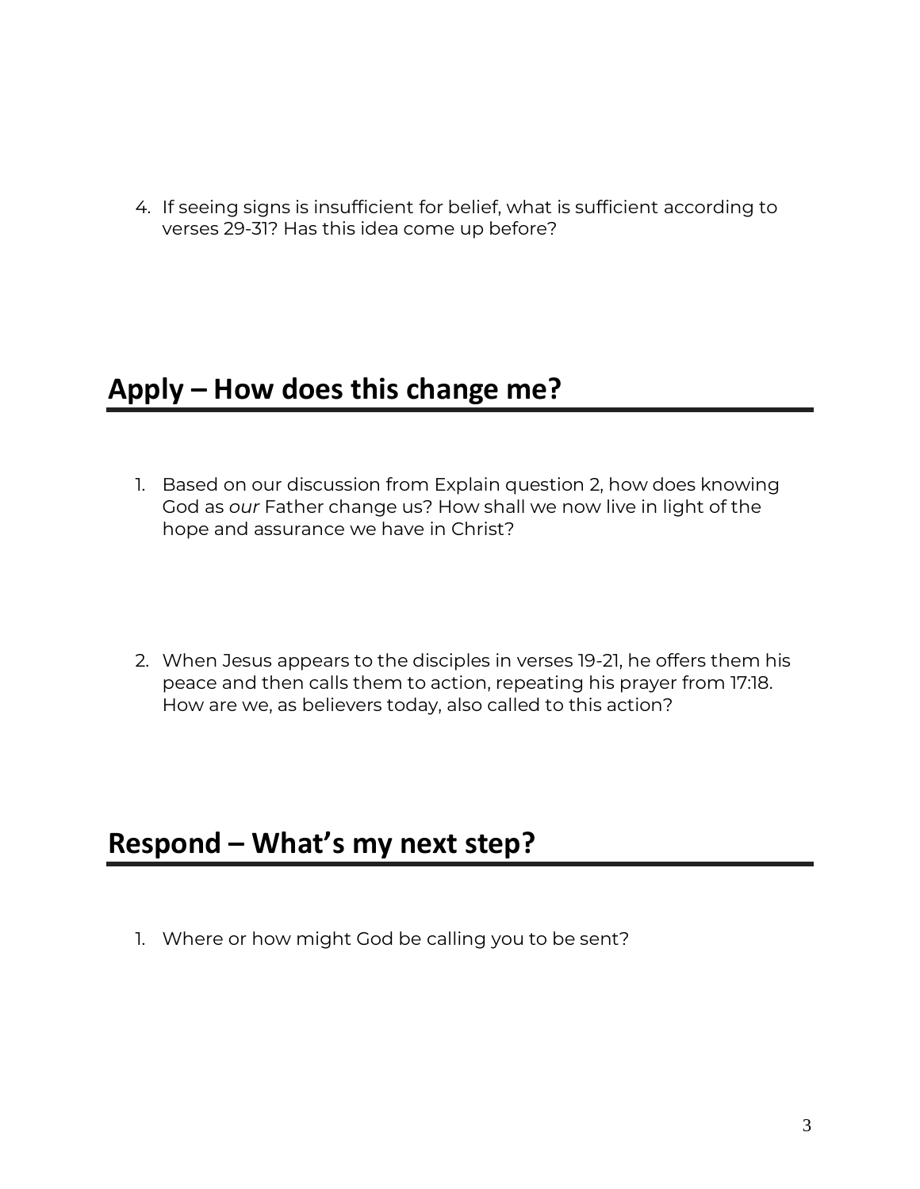4. If seeing signs is insufficient for belief, what is sufficient according to verses 29-31? Has this idea come up before?

## Apply – How does this change me?

1. Based on our discussion from Explain question 2, how does knowing God as *our* Father change us? How shall we now live in light of the hope and assurance we have in Christ?

2. When Jesus appears to the disciples in verses 19-21, he offers them his peace and then calls them to action, repeating his prayer from 17:18. How are we, as believers today, also called to this action?

## Respond – What's my next step?

1. Where or how might God be calling you to be sent?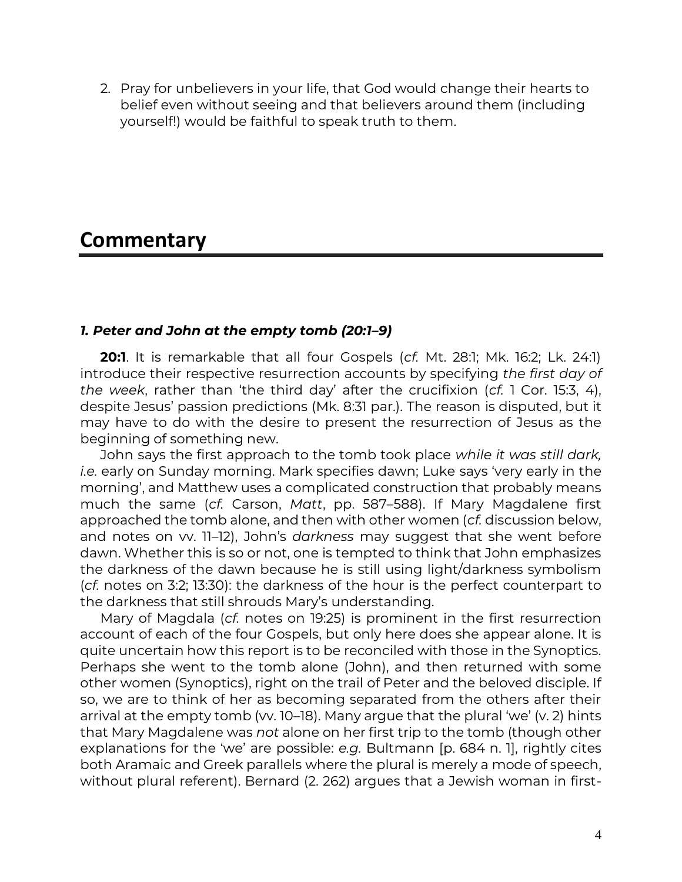2. Pray for unbelievers in your life, that God would change their hearts to belief even without seeing and that believers around them (including yourself!) would be faithful to speak truth to them.

# Commentary

### *1. Peter and John at the empty tomb (20:1–9)*

**20:1**. It is remarkable that all four Gospels (*cf.* Mt. 28:1; Mk. 16:2; Lk. 24:1) introduce their respective resurrection accounts by specifying *the first day of the week*, rather than 'the third day' after the crucifixion (*cf.* 1 Cor. 15:3, 4), despite Jesus' passion predictions (Mk. 8:31 par.). The reason is disputed, but it may have to do with the desire to present the resurrection of Jesus as the beginning of something new.

John says the first approach to the tomb took place *while it was still dark, i.e.* early on Sunday morning. Mark specifies dawn; Luke says 'very early in the morning', and Matthew uses a complicated construction that probably means much the same (*cf.* Carson, *Matt*, pp. 587–588). If Mary Magdalene first approached the tomb alone, and then with other women (*cf.* discussion below, and notes on vv. 11–12), John's *darkness* may suggest that she went before dawn. Whether this is so or not, one is tempted to think that John emphasizes the darkness of the dawn because he is still using light/darkness symbolism (*cf.* notes on 3:2; 13:30): the darkness of the hour is the perfect counterpart to the darkness that still shrouds Mary's understanding.

Mary of Magdala (*cf.* notes on 19:25) is prominent in the first resurrection account of each of the four Gospels, but only here does she appear alone. It is quite uncertain how this report is to be reconciled with those in the Synoptics. Perhaps she went to the tomb alone (John), and then returned with some other women (Synoptics), right on the trail of Peter and the beloved disciple. If so, we are to think of her as becoming separated from the others after their arrival at the empty tomb (vv. 10–18). Many argue that the plural 'we' (v. 2) hints that Mary Magdalene was *not* alone on her first trip to the tomb (though other explanations for the 'we' are possible: *e.g.* Bultmann [p. 684 n. 1], rightly cites both Aramaic and Greek parallels where the plural is merely a mode of speech, without plural referent). Bernard (2. 262) argues that a Jewish woman in first-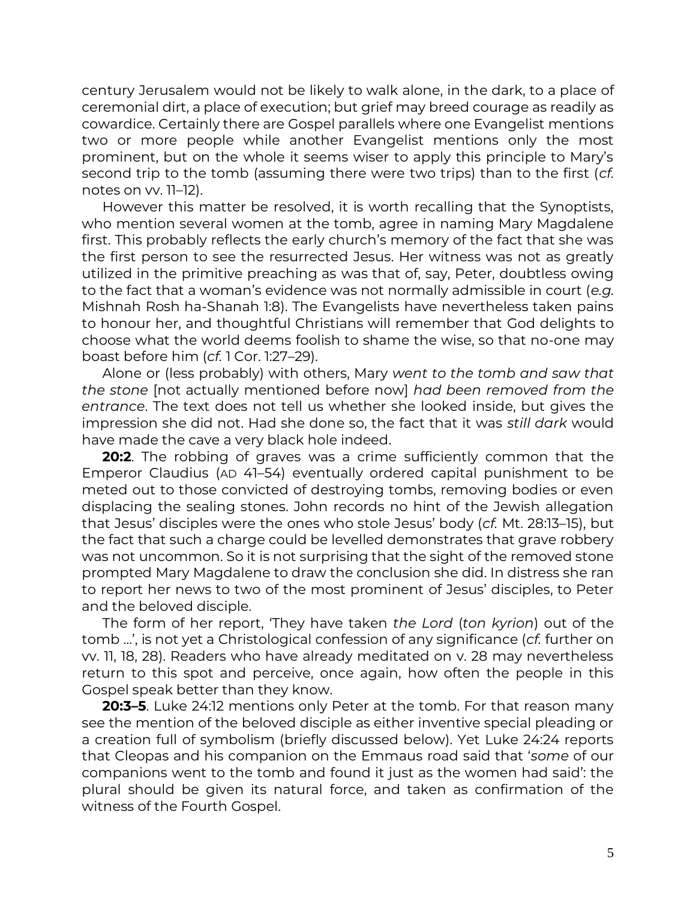century Jerusalem would not be likely to walk alone, in the dark, to a place of ceremonial dirt, a place of execution; but grief may breed courage as readily as cowardice. Certainly there are Gospel parallels where one Evangelist mentions two or more people while another Evangelist mentions only the most prominent, but on the whole it seems wiser to apply this principle to Mary's second trip to the tomb (assuming there were two trips) than to the first (*cf.* notes on vv. 11–12).

However this matter be resolved, it is worth recalling that the Synoptists, who mention several women at the tomb, agree in naming Mary Magdalene first. This probably reflects the early church's memory of the fact that she was the first person to see the resurrected Jesus. Her witness was not as greatly utilized in the primitive preaching as was that of, say, Peter, doubtless owing to the fact that a woman's evidence was not normally admissible in court (*e.g.* Mishnah Rosh ha-Shanah 1:8). The Evangelists have nevertheless taken pains to honour her, and thoughtful Christians will remember that God delights to choose what the world deems foolish to shame the wise, so that no-one may boast before him (*cf.* 1 Cor. 1:27–29).

Alone or (less probably) with others, Mary *went to the tomb and saw that the stone* [not actually mentioned before now] *had been removed from the entrance*. The text does not tell us whether she looked inside, but gives the impression she did not. Had she done so, the fact that it was *still dark* would have made the cave a very black hole indeed.

**20:2**. The robbing of graves was a crime sufficiently common that the Emperor Claudius (AD 41–54) eventually ordered capital punishment to be meted out to those convicted of destroying tombs, removing bodies or even displacing the sealing stones. John records no hint of the Jewish allegation that Jesus' disciples were the ones who stole Jesus' body (*cf.* Mt. 28:13–15), but the fact that such a charge could be levelled demonstrates that grave robbery was not uncommon. So it is not surprising that the sight of the removed stone prompted Mary Magdalene to draw the conclusion she did. In distress she ran to report her news to two of the most prominent of Jesus' disciples, to Peter and the beloved disciple.

The form of her report, 'They have taken *the Lord* (*ton kyrion*) out of the tomb …', is not yet a Christological confession of any significance (*cf.* further on vv. 11, 18, 28). Readers who have already meditated on v. 28 may nevertheless return to this spot and perceive, once again, how often the people in this Gospel speak better than they know.

**20:3–5**. Luke 24:12 mentions only Peter at the tomb. For that reason many see the mention of the beloved disciple as either inventive special pleading or a creation full of symbolism (briefly discussed below). Yet Luke 24:24 reports that Cleopas and his companion on the Emmaus road said that '*some* of our companions went to the tomb and found it just as the women had said': the plural should be given its natural force, and taken as confirmation of the witness of the Fourth Gospel.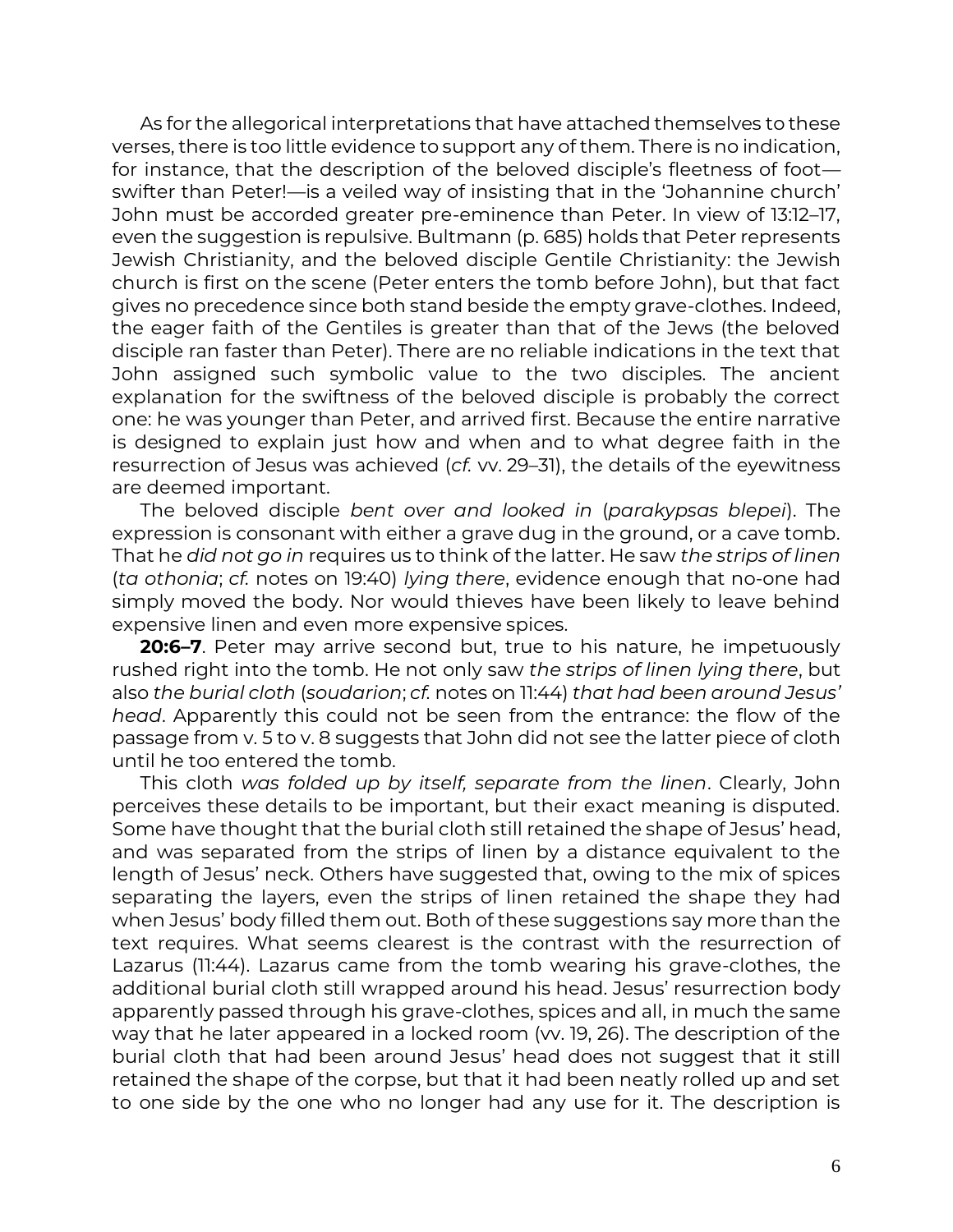As for the allegorical interpretations that have attached themselves to these verses, there is too little evidence to support any of them. There is no indication, for instance, that the description of the beloved disciple's fleetness of foot—swifter than Peter!—is a veiled way of insisting that in the 'Johannine church' John must be accorded greater pre-eminence than Peter. In view of 13:12–17, even the suggestion is repulsive. Bultmann (p. 685) holds that Peter represents Jewish Christianity, and the beloved disciple Gentile Christianity: the Jewish church is first on the scene (Peter enters the tomb before John), but that fact gives no precedence since both stand beside the empty grave-clothes. Indeed, the eager faith of the Gentiles is greater than that of the Jews (the beloved disciple ran faster than Peter). There are no reliable indications in the text that John assigned such symbolic value to the two disciples. The ancient explanation for the swiftness of the beloved disciple is probably the correct one: he was younger than Peter, and arrived first. Because the entire narrative is designed to explain just how and when and to what degree faith in the resurrection of Jesus was achieved (*cf.* vv. 29–31), the details of the eyewitness are deemed important.

The beloved disciple *bent over and looked in* (*parakypsas blepei*). The expression is consonant with either a grave dug in the ground, or a cave tomb. That he *did not go in* requires us to think of the latter. He saw *the strips of linen* (*ta othonia*; *cf.* notes on 19:40) *lying there*, evidence enough that no-one had simply moved the body. Nor would thieves have been likely to leave behind expensive linen and even more expensive spices.

**20:6–7**. Peter may arrive second but, true to his nature, he impetuously rushed right into the tomb. He not only saw *the strips of linen lying there*, but also *the burial cloth* (*soudarion*; *cf.* notes on 11:44) *that had been around Jesus' head*. Apparently this could not be seen from the entrance: the flow of the passage from v. 5 to v. 8 suggests that John did not see the latter piece of cloth until he too entered the tomb.

This cloth *was folded up by itself, separate from the linen*. Clearly, John perceives these details to be important, but their exact meaning is disputed. Some have thought that the burial cloth still retained the shape of Jesus' head, and was separated from the strips of linen by a distance equivalent to the length of Jesus' neck. Others have suggested that, owing to the mix of spices separating the layers, even the strips of linen retained the shape they had when Jesus' body filled them out. Both of these suggestions say more than the text requires. What seems clearest is the contrast with the resurrection of Lazarus (11:44). Lazarus came from the tomb wearing his grave-clothes, the additional burial cloth still wrapped around his head. Jesus' resurrection body apparently passed through his grave-clothes, spices and all, in much the same way that he later appeared in a locked room (vv. 19, 26). The description of the burial cloth that had been around Jesus' head does not suggest that it still retained the shape of the corpse, but that it had been neatly rolled up and set to one side by the one who no longer had any use for it. The description is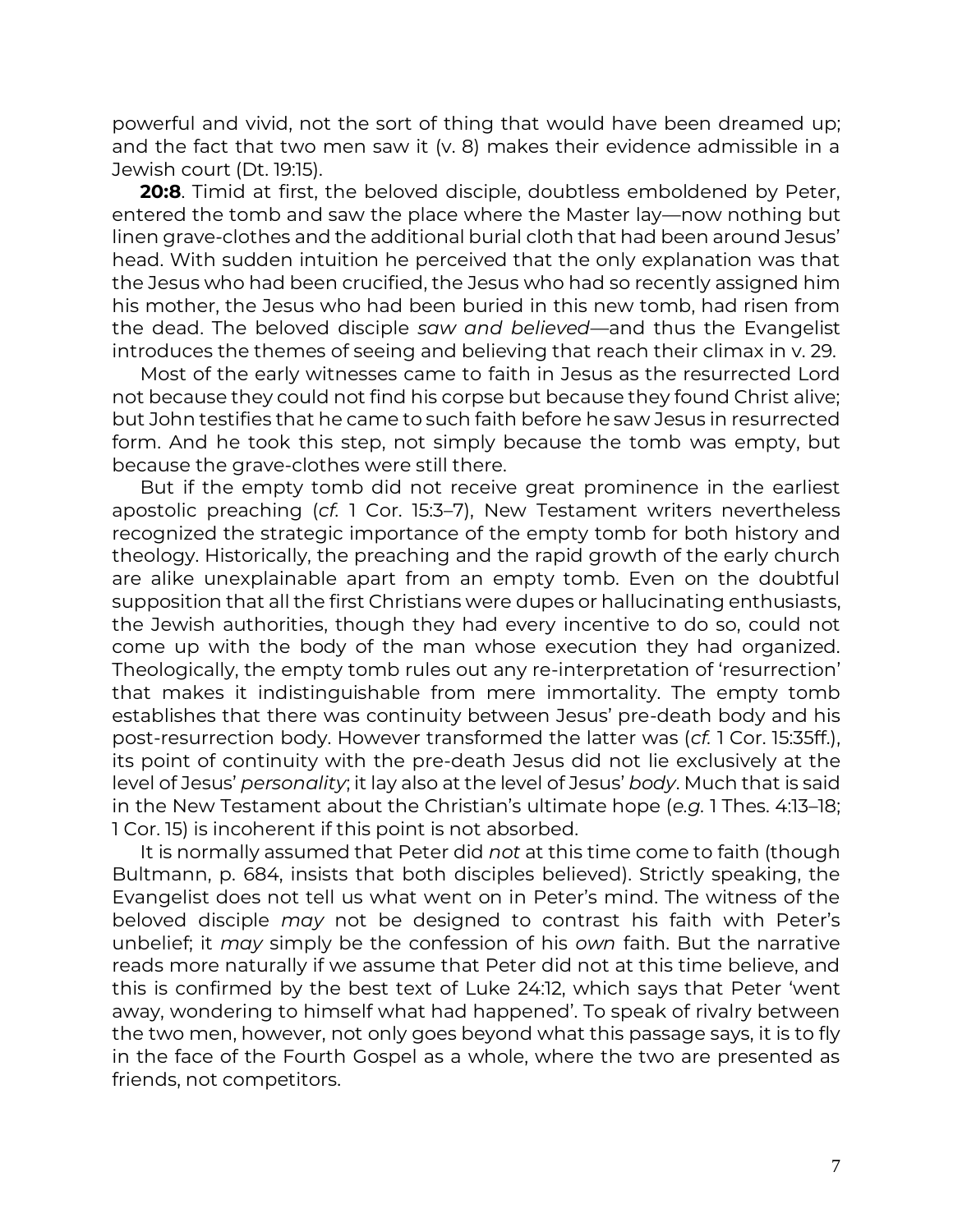powerful and vivid, not the sort of thing that would have been dreamed up; and the fact that two men saw it (v. 8) makes their evidence admissible in a Jewish court (Dt. 19:15).

**20:8**. Timid at first, the beloved disciple, doubtless emboldened by Peter, entered the tomb and saw the place where the Master lay—now nothing but linen grave-clothes and the additional burial cloth that had been around Jesus' head. With sudden intuition he perceived that the only explanation was that the Jesus who had been crucified, the Jesus who had so recently assigned him his mother, the Jesus who had been buried in this new tomb, had risen from the dead. The beloved disciple *saw and believed*—and thus the Evangelist introduces the themes of seeing and believing that reach their climax in v. 29.

Most of the early witnesses came to faith in Jesus as the resurrected Lord not because they could not find his corpse but because they found Christ alive; but John testifies that he came to such faith before he saw Jesus in resurrected form. And he took this step, not simply because the tomb was empty, but because the grave-clothes were still there.

But if the empty tomb did not receive great prominence in the earliest apostolic preaching (*cf.* 1 Cor. 15:3–7), New Testament writers nevertheless recognized the strategic importance of the empty tomb for both history and theology. Historically, the preaching and the rapid growth of the early church are alike unexplainable apart from an empty tomb. Even on the doubtful supposition that all the first Christians were dupes or hallucinating enthusiasts, the Jewish authorities, though they had every incentive to do so, could not come up with the body of the man whose execution they had organized. Theologically, the empty tomb rules out any re-interpretation of 'resurrection' that makes it indistinguishable from mere immortality. The empty tomb establishes that there was continuity between Jesus' pre-death body and his post-resurrection body. However transformed the latter was (*cf.* 1 Cor. 15:35ff.), its point of continuity with the pre-death Jesus did not lie exclusively at the level of Jesus' *personality*; it lay also at the level of Jesus' *body*. Much that is said in the New Testament about the Christian's ultimate hope (*e.g.* 1 Thes. 4:13–18; 1 Cor. 15) is incoherent if this point is not absorbed.

It is normally assumed that Peter did *not* at this time come to faith (though Bultmann, p. 684, insists that both disciples believed). Strictly speaking, the Evangelist does not tell us what went on in Peter's mind. The witness of the beloved disciple *may* not be designed to contrast his faith with Peter's unbelief; it *may* simply be the confession of his *own* faith. But the narrative reads more naturally if we assume that Peter did not at this time believe, and this is confirmed by the best text of Luke 24:12, which says that Peter 'went away, wondering to himself what had happened'. To speak of rivalry between the two men, however, not only goes beyond what this passage says, it is to fly in the face of the Fourth Gospel as a whole, where the two are presented as friends, not competitors.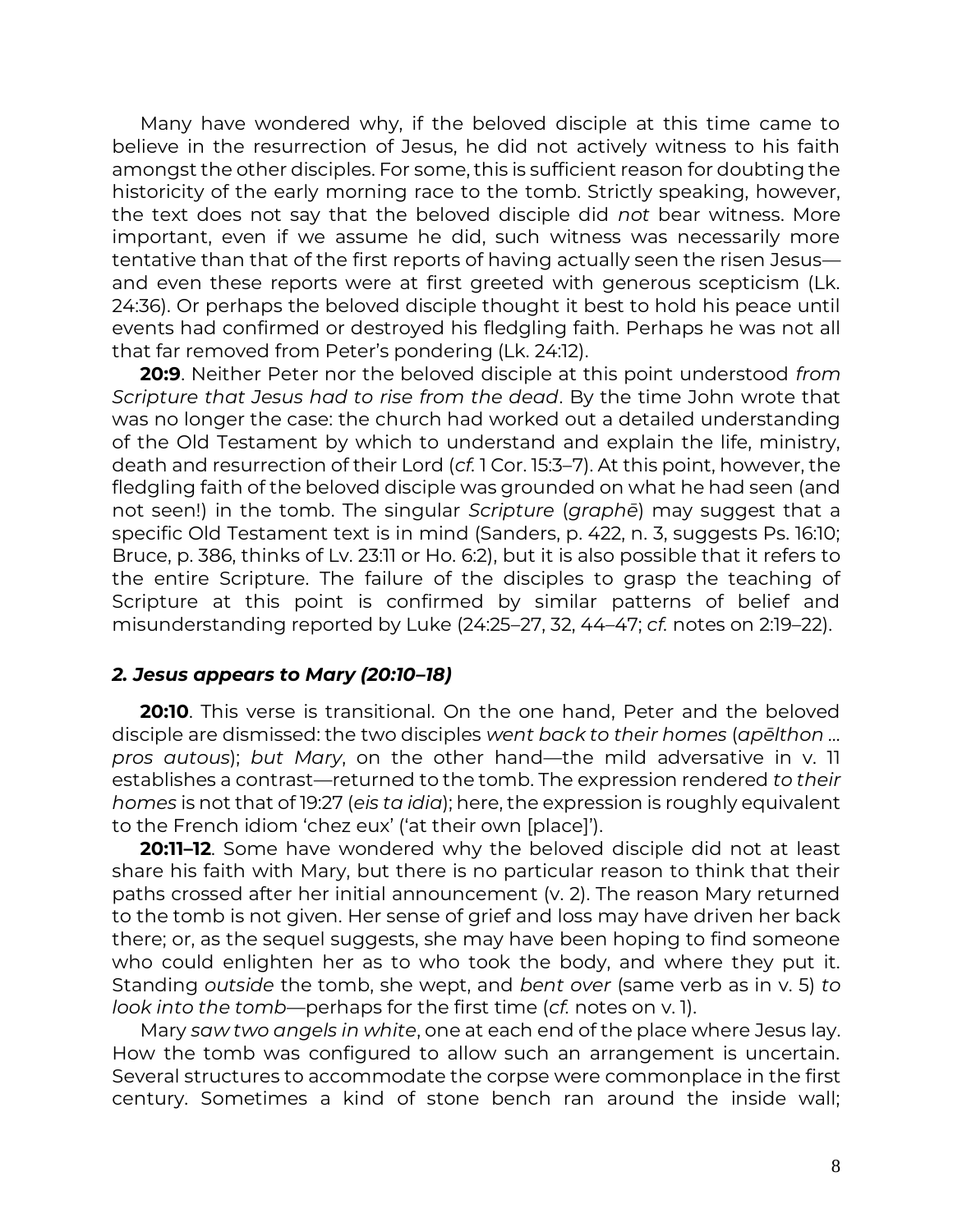Many have wondered why, if the beloved disciple at this time came to believe in the resurrection of Jesus, he did not actively witness to his faith amongst the other disciples. For some, this is sufficient reason for doubting the historicity of the early morning race to the tomb. Strictly speaking, however, the text does not say that the beloved disciple did *not* bear witness. More important, even if we assume he did, such witness was necessarily more tentative than that of the first reports of having actually seen the risen Jesus—and even these reports were at first greeted with generous scepticism (Lk. 24:36). Or perhaps the beloved disciple thought it best to hold his peace until events had confirmed or destroyed his fledgling faith. Perhaps he was not all that far removed from Peter's pondering (Lk. 24:12).

**20:9**. Neither Peter nor the beloved disciple at this point understood *from Scripture that Jesus had to rise from the dead*. By the time John wrote that was no longer the case: the church had worked out a detailed understanding of the Old Testament by which to understand and explain the life, ministry, death and resurrection of their Lord (*cf.* 1 Cor. 15:3–7). At this point, however, the fledgling faith of the beloved disciple was grounded on what he had seen (and not seen!) in the tomb. The singular *Scripture* (*graphē*) may suggest that a specific Old Testament text is in mind (Sanders, p. 422, n. 3, suggests Ps. 16:10; Bruce, p. 386, thinks of Lv. 23:11 or Ho. 6:2), but it is also possible that it refers to the entire Scripture. The failure of the disciples to grasp the teaching of Scripture at this point is confirmed by similar patterns of belief and misunderstanding reported by Luke (24:25–27, 32, 44–47; *cf.* notes on 2:19–22).

### *2. Jesus appears to Mary (20:10–18)*

**20:10**. This verse is transitional. On the one hand, Peter and the beloved disciple are dismissed: the two disciples *went back to their homes* (*apēlthon … pros autous*); *but Mary*, on the other hand—the mild adversative in v. 11 establishes a contrast—returned to the tomb. The expression rendered *to their homes* is not that of 19:27 (*eis ta idia*); here, the expression is roughly equivalent to the French idiom 'chez eux' ('at their own [place]').

**20:11–12**. Some have wondered why the beloved disciple did not at least share his faith with Mary, but there is no particular reason to think that their paths crossed after her initial announcement (v. 2). The reason Mary returned to the tomb is not given. Her sense of grief and loss may have driven her back there; or, as the sequel suggests, she may have been hoping to find someone who could enlighten her as to who took the body, and where they put it. Standing *outside* the tomb, she wept, and *bent over* (same verb as in v. 5) *to look into the tomb*—perhaps for the first time (*cf.* notes on v. 1).

Mary *saw two angels in white*, one at each end of the place where Jesus lay. How the tomb was configured to allow such an arrangement is uncertain. Several structures to accommodate the corpse were commonplace in the first century. Sometimes a kind of stone bench ran around the inside wall;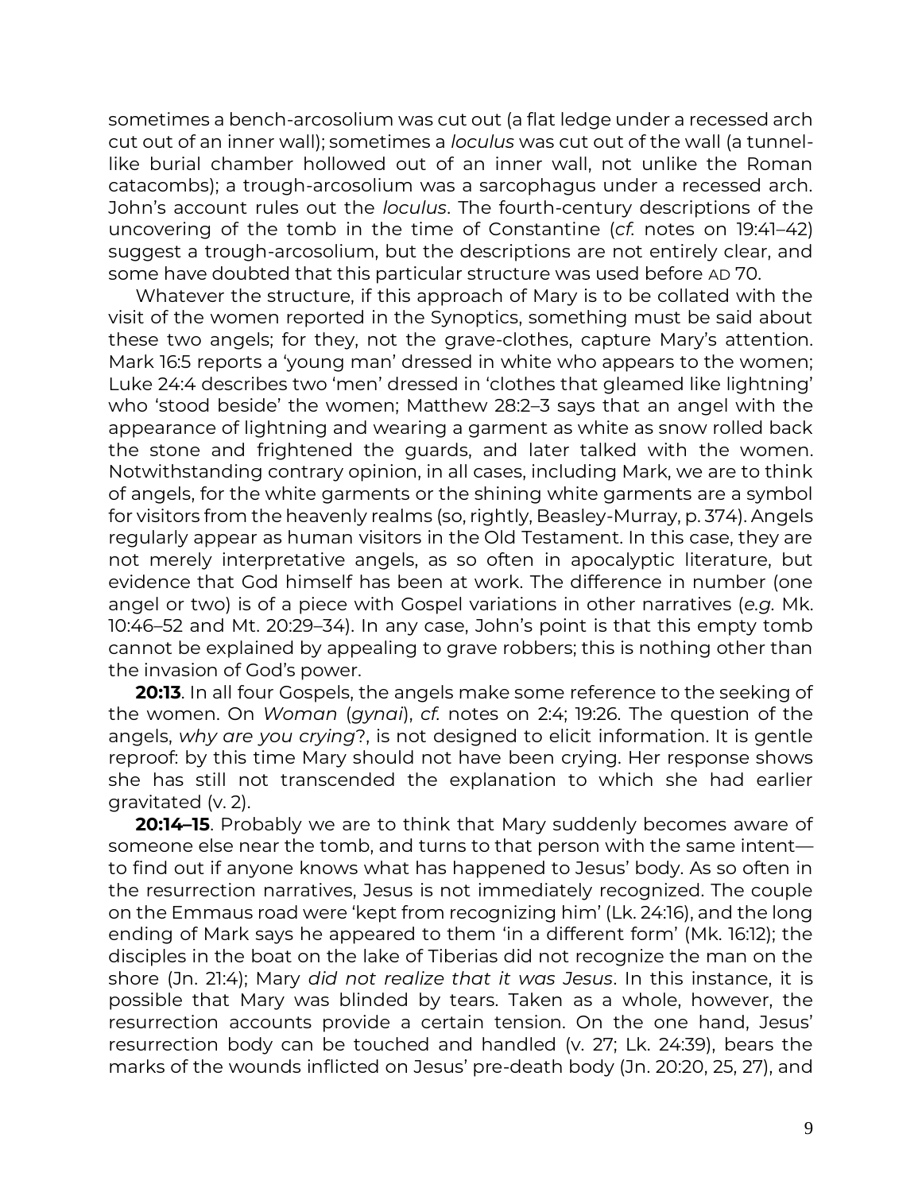sometimes a bench-arcosolium was cut out (a flat ledge under a recessed arch cut out of an inner wall); sometimes a *loculus* was cut out of the wall (a tunnel-like burial chamber hollowed out of an inner wall, not unlike the Roman catacombs); a trough-arcosolium was a sarcophagus under a recessed arch. John's account rules out the *loculus*. The fourth-century descriptions of the uncovering of the tomb in the time of Constantine (*cf.* notes on 19:41–42) suggest a trough-arcosolium, but the descriptions are not entirely clear, and some have doubted that this particular structure was used before AD 70.

Whatever the structure, if this approach of Mary is to be collated with the visit of the women reported in the Synoptics, something must be said about these two angels; for they, not the grave-clothes, capture Mary's attention. Mark 16:5 reports a 'young man' dressed in white who appears to the women; Luke 24:4 describes two 'men' dressed in 'clothes that gleamed like lightning' who 'stood beside' the women; Matthew 28:2–3 says that an angel with the appearance of lightning and wearing a garment as white as snow rolled back the stone and frightened the guards, and later talked with the women. Notwithstanding contrary opinion, in all cases, including Mark, we are to think of angels, for the white garments or the shining white garments are a symbol for visitors from the heavenly realms (so, rightly, Beasley-Murray, p. 374). Angels regularly appear as human visitors in the Old Testament. In this case, they are not merely interpretative angels, as so often in apocalyptic literature, but evidence that God himself has been at work. The difference in number (one angel or two) is of a piece with Gospel variations in other narratives (*e.g.* Mk. 10:46–52 and Mt. 20:29–34). In any case, John's point is that this empty tomb cannot be explained by appealing to grave robbers; this is nothing other than the invasion of God's power.

**20:13**. In all four Gospels, the angels make some reference to the seeking of the women. On *Woman* (*gynai*), *cf.* notes on 2:4; 19:26. The question of the angels, *why are you crying*?, is not designed to elicit information. It is gentle reproof: by this time Mary should not have been crying. Her response shows she has still not transcended the explanation to which she had earlier gravitated (v. 2).

**20:14–15**. Probably we are to think that Mary suddenly becomes aware of someone else near the tomb, and turns to that person with the same intent—to find out if anyone knows what has happened to Jesus' body. As so often in the resurrection narratives, Jesus is not immediately recognized. The couple on the Emmaus road were 'kept from recognizing him' (Lk. 24:16), and the long ending of Mark says he appeared to them 'in a different form' (Mk. 16:12); the disciples in the boat on the lake of Tiberias did not recognize the man on the shore (Jn. 21:4); Mary *did not realize that it was Jesus*. In this instance, it is possible that Mary was blinded by tears. Taken as a whole, however, the resurrection accounts provide a certain tension. On the one hand, Jesus' resurrection body can be touched and handled (v. 27; Lk. 24:39), bears the marks of the wounds inflicted on Jesus' pre-death body (Jn. 20:20, 25, 27), and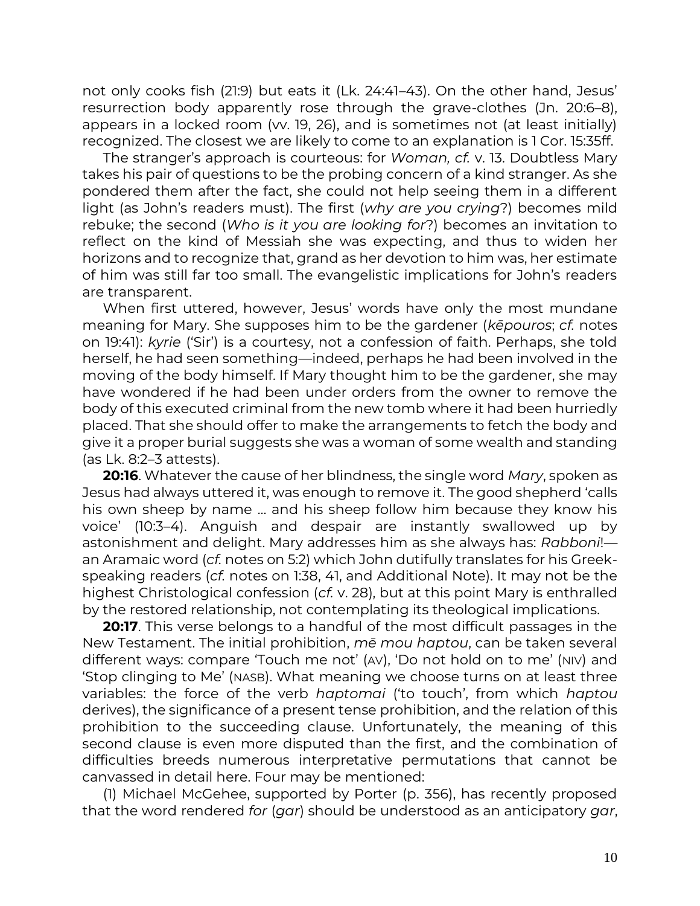not only cooks fish (21:9) but eats it (Lk. 24:41–43). On the other hand, Jesus' resurrection body apparently rose through the grave-clothes (Jn. 20:6–8), appears in a locked room (vv. 19, 26), and is sometimes not (at least initially) recognized. The closest we are likely to come to an explanation is 1 Cor. 15:35ff.

The stranger's approach is courteous: for *Woman, cf.* v. 13. Doubtless Mary takes his pair of questions to be the probing concern of a kind stranger. As she pondered them after the fact, she could not help seeing them in a different light (as John's readers must). The first (*why are you crying*?) becomes mild rebuke; the second (*Who is it you are looking for*?) becomes an invitation to reflect on the kind of Messiah she was expecting, and thus to widen her horizons and to recognize that, grand as her devotion to him was, her estimate of him was still far too small. The evangelistic implications for John's readers are transparent.

When first uttered, however, Jesus' words have only the most mundane meaning for Mary. She supposes him to be the gardener (*kēpouros*; *cf.* notes on 19:41): *kyrie* ('Sir') is a courtesy, not a confession of faith. Perhaps, she told herself, he had seen something—indeed, perhaps he had been involved in the moving of the body himself. If Mary thought him to be the gardener, she may have wondered if he had been under orders from the owner to remove the body of this executed criminal from the new tomb where it had been hurriedly placed. That she should offer to make the arrangements to fetch the body and give it a proper burial suggests she was a woman of some wealth and standing (as Lk. 8:2–3 attests).

**20:16**. Whatever the cause of her blindness, the single word *Mary*, spoken as Jesus had always uttered it, was enough to remove it. The good shepherd 'calls his own sheep by name … and his sheep follow him because they know his voice' (10:3–4). Anguish and despair are instantly swallowed up by astonishment and delight. Mary addresses him as she always has: *Rabboni*!—an Aramaic word (*cf.* notes on 5:2) which John dutifully translates for his Greek-speaking readers (*cf.* notes on 1:38, 41, and Additional Note). It may not be the highest Christological confession (*cf.* v. 28), but at this point Mary is enthralled by the restored relationship, not contemplating its theological implications.

**20:17**. This verse belongs to a handful of the most difficult passages in the New Testament. The initial prohibition, *mē mou haptou*, can be taken several different ways: compare 'Touch me not' (AV), 'Do not hold on to me' (NIV) and 'Stop clinging to Me' (NASB). What meaning we choose turns on at least three variables: the force of the verb *haptomai* ('to touch', from which *haptou* derives), the significance of a present tense prohibition, and the relation of this prohibition to the succeeding clause. Unfortunately, the meaning of this second clause is even more disputed than the first, and the combination of difficulties breeds numerous interpretative permutations that cannot be canvassed in detail here. Four may be mentioned:

(1) Michael McGehee, supported by Porter (p. 356), has recently proposed that the word rendered *for* (*gar*) should be understood as an anticipatory *gar*,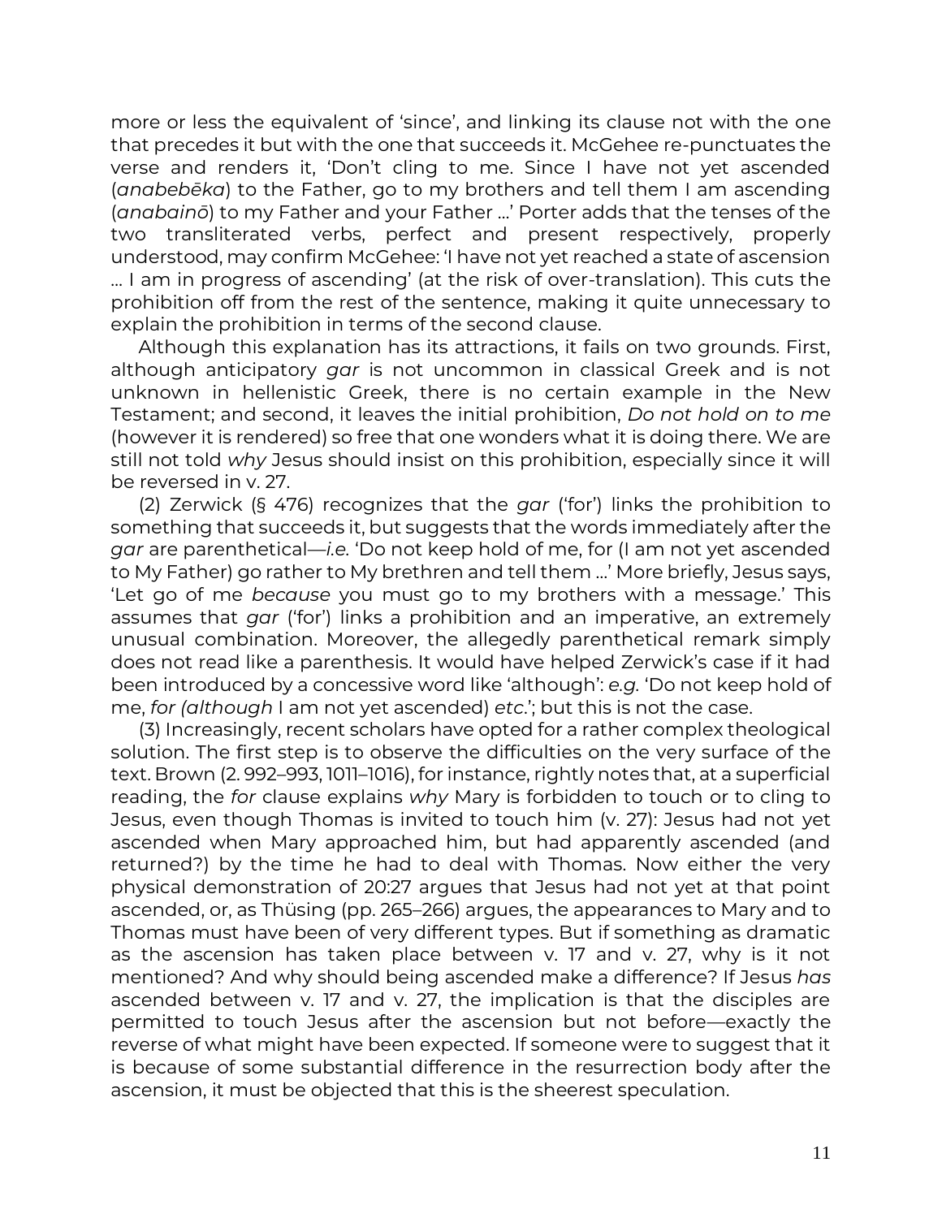more or less the equivalent of 'since', and linking its clause not with the one that precedes it but with the one that succeeds it. McGehee re-punctuates the verse and renders it, 'Don't cling to me. Since I have not yet ascended (*anabebēka*) to the Father, go to my brothers and tell them I am ascending (*anabainō*) to my Father and your Father ...' Porter adds that the tenses of the two transliterated verbs, perfect and present respectively, properly understood, may confirm McGehee: 'I have not yet reached a state of ascension ... I am in progress of ascending' (at the risk of over-translation). This cuts the prohibition off from the rest of the sentence, making it quite unnecessary to explain the prohibition in terms of the second clause.

Although this explanation has its attractions, it fails on two grounds. First, although anticipatory *gar* is not uncommon in classical Greek and is not unknown in hellenistic Greek, there is no certain example in the New Testament; and second, it leaves the initial prohibition, *Do not hold on to me* (however it is rendered) so free that one wonders what it is doing there. We are still not told *why* Jesus should insist on this prohibition, especially since it will be reversed in v. 27.

(2) Zerwick (§ 476) recognizes that the *gar* ('for') links the prohibition to something that succeeds it, but suggests that the words immediately after the *gar* are parenthetical—*i.e.* 'Do not keep hold of me, for (I am not yet ascended to My Father) go rather to My brethren and tell them ...' More briefly, Jesus says, 'Let go of me *because* you must go to my brothers with a message.' This assumes that *gar* ('for') links a prohibition and an imperative, an extremely unusual combination. Moreover, the allegedly parenthetical remark simply does not read like a parenthesis. It would have helped Zerwick's case if it had been introduced by a concessive word like 'although': *e.g.* 'Do not keep hold of me, *for (although* I am not yet ascended) *etc.*'; but this is not the case.

(3) Increasingly, recent scholars have opted for a rather complex theological solution. The first step is to observe the difficulties on the very surface of the text. Brown (2. 992–993, 1011–1016), for instance, rightly notes that, at a superficial reading, the *for* clause explains *why* Mary is forbidden to touch or to cling to Jesus, even though Thomas is invited to touch him (v. 27): Jesus had not yet ascended when Mary approached him, but had apparently ascended (and returned?) by the time he had to deal with Thomas. Now either the very physical demonstration of 20:27 argues that Jesus had not yet at that point ascended, or, as Thüsing (pp. 265–266) argues, the appearances to Mary and to Thomas must have been of very different types. But if something as dramatic as the ascension has taken place between v. 17 and v. 27, why is it not mentioned? And why should being ascended make a difference? If Jesus *has* ascended between v. 17 and v. 27, the implication is that the disciples are permitted to touch Jesus after the ascension but not before—exactly the reverse of what might have been expected. If someone were to suggest that it is because of some substantial difference in the resurrection body after the ascension, it must be objected that this is the sheerest speculation.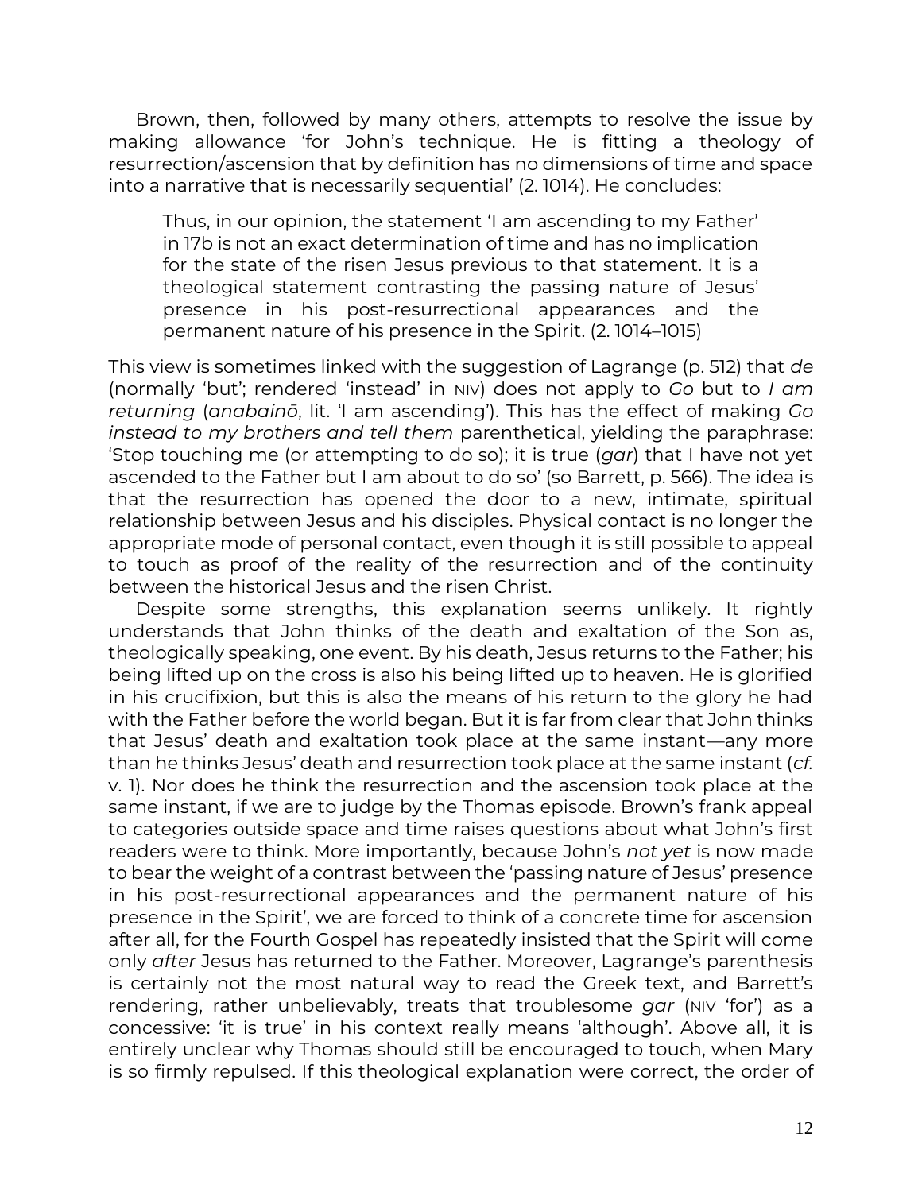Brown, then, followed by many others, attempts to resolve the issue by making allowance 'for John's technique. He is fitting a theology of resurrection/ascension that by definition has no dimensions of time and space into a narrative that is necessarily sequential' (2. 1014). He concludes:

> Thus, in our opinion, the statement 'I am ascending to my Father' in 17b is not an exact determination of time and has no implication for the state of the risen Jesus previous to that statement. It is a theological statement contrasting the passing nature of Jesus' presence in his post-resurrectional appearances and the permanent nature of his presence in the Spirit. (2. 1014–1015)

This view is sometimes linked with the suggestion of Lagrange (p. 512) that *de* (normally 'but'; rendered 'instead' in NIV) does not apply to *Go* but to *I am returning* (*anabainō*, lit. 'I am ascending'). This has the effect of making *Go instead to my brothers and tell them* parenthetical, yielding the paraphrase: 'Stop touching me (or attempting to do so); it is true (*gar*) that I have not yet ascended to the Father but I am about to do so' (so Barrett, p. 566). The idea is that the resurrection has opened the door to a new, intimate, spiritual relationship between Jesus and his disciples. Physical contact is no longer the appropriate mode of personal contact, even though it is still possible to appeal to touch as proof of the reality of the resurrection and of the continuity between the historical Jesus and the risen Christ.

Despite some strengths, this explanation seems unlikely. It rightly understands that John thinks of the death and exaltation of the Son as, theologically speaking, one event. By his death, Jesus returns to the Father; his being lifted up on the cross is also his being lifted up to heaven. He is glorified in his crucifixion, but this is also the means of his return to the glory he had with the Father before the world began. But it is far from clear that John thinks that Jesus' death and exaltation took place at the same instant—any more than he thinks Jesus' death and resurrection took place at the same instant (*cf.* v. 1). Nor does he think the resurrection and the ascension took place at the same instant, if we are to judge by the Thomas episode. Brown's frank appeal to categories outside space and time raises questions about what John's first readers were to think. More importantly, because John's *not yet* is now made to bear the weight of a contrast between the 'passing nature of Jesus' presence in his post-resurrectional appearances and the permanent nature of his presence in the Spirit', we are forced to think of a concrete time for ascension after all, for the Fourth Gospel has repeatedly insisted that the Spirit will come only *after* Jesus has returned to the Father. Moreover, Lagrange's parenthesis is certainly not the most natural way to read the Greek text, and Barrett's rendering, rather unbelievably, treats that troublesome *gar* (NIV 'for') as a concessive: 'it is true' in his context really means 'although'. Above all, it is entirely unclear why Thomas should still be encouraged to touch, when Mary is so firmly repulsed. If this theological explanation were correct, the order of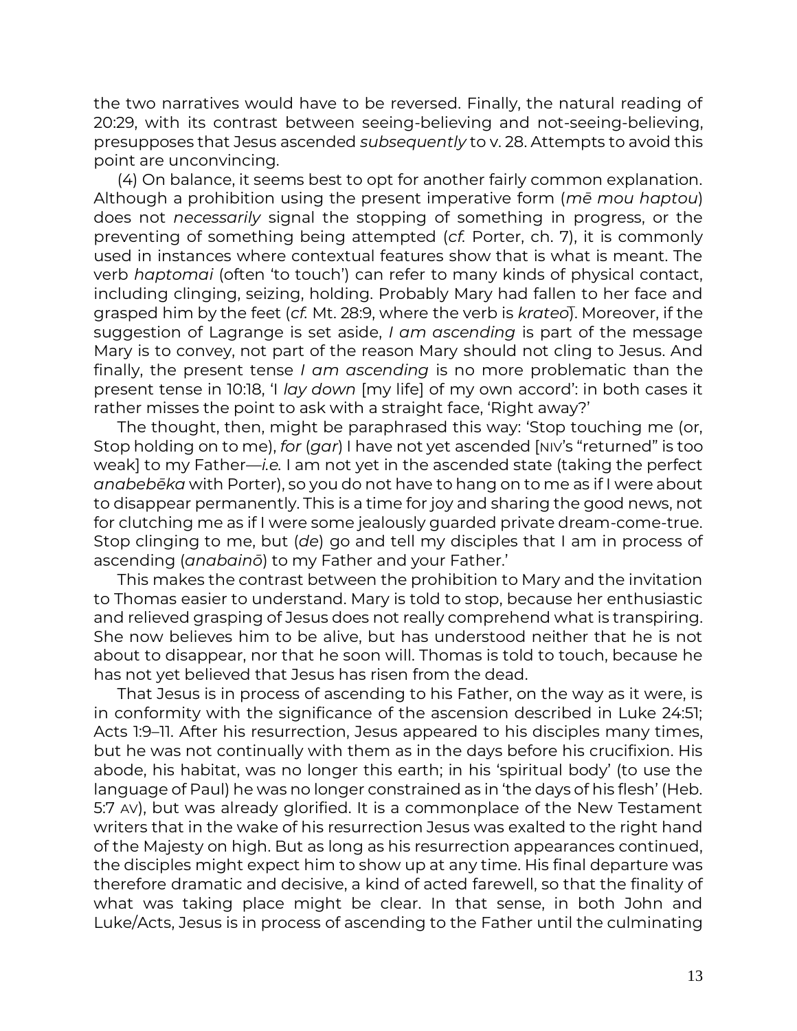the two narratives would have to be reversed. Finally, the natural reading of 20:29, with its contrast between seeing-believing and not-seeing-believing, presupposes that Jesus ascended *subsequently* to v. 28. Attempts to avoid this point are unconvincing.

(4) On balance, it seems best to opt for another fairly common explanation. Although a prohibition using the present imperative form (*mē mou haptou*) does not *necessarily* signal the stopping of something in progress, or the preventing of something being attempted (*cf.* Porter, ch. 7), it is commonly used in instances where contextual features show that is what is meant. The verb *haptomai* (often 'to touch') can refer to many kinds of physical contact, including clinging, seizing, holding. Probably Mary had fallen to her face and grasped him by the feet (*cf.* Mt. 28:9, where the verb is *krateō*). Moreover, if the suggestion of Lagrange is set aside, *I am ascending* is part of the message Mary is to convey, not part of the reason Mary should not cling to Jesus. And finally, the present tense *I am ascending* is no more problematic than the present tense in 10:18, 'I *lay down* [my life] of my own accord': in both cases it rather misses the point to ask with a straight face, 'Right away?'

The thought, then, might be paraphrased this way: 'Stop touching me (or, Stop holding on to me), *for* (*gar*) I have not yet ascended [NIV's "returned" is too weak] to my Father—*i.e.* I am not yet in the ascended state (taking the perfect *anabebēka* with Porter), so you do not have to hang on to me as if I were about to disappear permanently. This is a time for joy and sharing the good news, not for clutching me as if I were some jealously guarded private dream-come-true. Stop clinging to me, but (*de*) go and tell my disciples that I am in process of ascending (*anabainō*) to my Father and your Father.'

This makes the contrast between the prohibition to Mary and the invitation to Thomas easier to understand. Mary is told to stop, because her enthusiastic and relieved grasping of Jesus does not really comprehend what is transpiring. She now believes him to be alive, but has understood neither that he is not about to disappear, nor that he soon will. Thomas is told to touch, because he has not yet believed that Jesus has risen from the dead.

That Jesus is in process of ascending to his Father, on the way as it were, is in conformity with the significance of the ascension described in Luke 24:51; Acts 1:9–11. After his resurrection, Jesus appeared to his disciples many times, but he was not continually with them as in the days before his crucifixion. His abode, his habitat, was no longer this earth; in his 'spiritual body' (to use the language of Paul) he was no longer constrained as in 'the days of his flesh' (Heb. 5:7 AV), but was already glorified. It is a commonplace of the New Testament writers that in the wake of his resurrection Jesus was exalted to the right hand of the Majesty on high. But as long as his resurrection appearances continued, the disciples might expect him to show up at any time. His final departure was therefore dramatic and decisive, a kind of acted farewell, so that the finality of what was taking place might be clear. In that sense, in both John and Luke/Acts, Jesus is in process of ascending to the Father until the culminating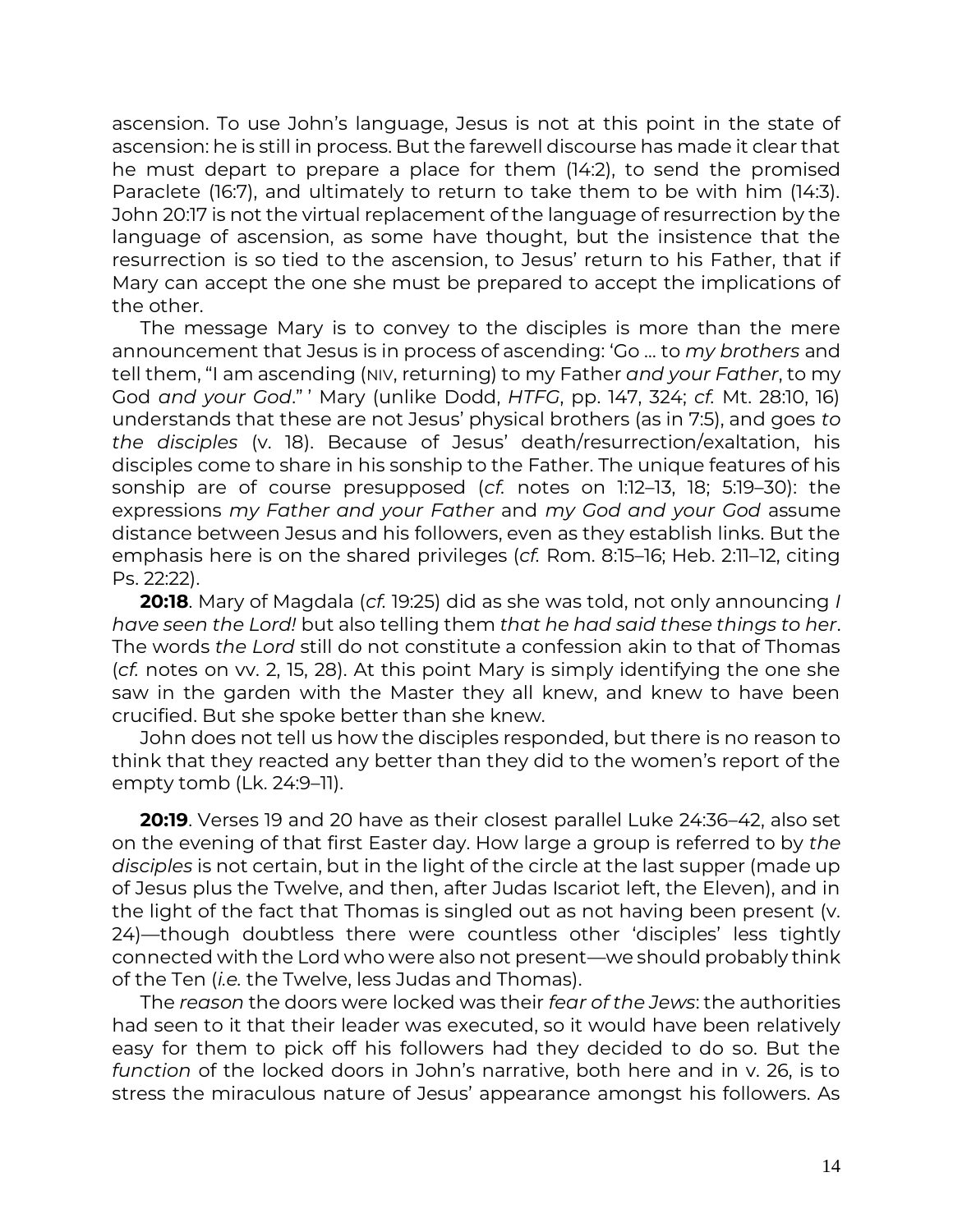ascension. To use John's language, Jesus is not at this point in the state of ascension: he is still in process. But the farewell discourse has made it clear that he must depart to prepare a place for them (14:2), to send the promised Paraclete (16:7), and ultimately to return to take them to be with him (14:3). John 20:17 is not the virtual replacement of the language of resurrection by the language of ascension, as some have thought, but the insistence that the resurrection is so tied to the ascension, to Jesus' return to his Father, that if Mary can accept the one she must be prepared to accept the implications of the other.

The message Mary is to convey to the disciples is more than the mere announcement that Jesus is in process of ascending: 'Go … to *my brothers* and tell them, "I am ascending (NIV, returning) to my Father *and your Father*, to my God *and your God*." ' Mary (unlike Dodd, *HTFG*, pp. 147, 324; *cf.* Mt. 28:10, 16) understands that these are not Jesus' physical brothers (as in 7:5), and goes *to the disciples* (v. 18). Because of Jesus' death/resurrection/exaltation, his disciples come to share in his sonship to the Father. The unique features of his sonship are of course presupposed (*cf.* notes on 1:12–13, 18; 5:19–30): the expressions *my Father and your Father* and *my God and your God* assume distance between Jesus and his followers, even as they establish links. But the emphasis here is on the shared privileges (*cf.* Rom. 8:15–16; Heb. 2:11–12, citing Ps. 22:22).

**20:18**. Mary of Magdala (*cf.* 19:25) did as she was told, not only announcing *I have seen the Lord!* but also telling them *that he had said these things to her*. The words *the Lord* still do not constitute a confession akin to that of Thomas (*cf.* notes on vv. 2, 15, 28). At this point Mary is simply identifying the one she saw in the garden with the Master they all knew, and knew to have been crucified. But she spoke better than she knew.

John does not tell us how the disciples responded, but there is no reason to think that they reacted any better than they did to the women's report of the empty tomb (Lk. 24:9–11).

**20:19**. Verses 19 and 20 have as their closest parallel Luke 24:36–42, also set on the evening of that first Easter day. How large a group is referred to by *the disciples* is not certain, but in the light of the circle at the last supper (made up of Jesus plus the Twelve, and then, after Judas Iscariot left, the Eleven), and in the light of the fact that Thomas is singled out as not having been present (v. 24)—though doubtless there were countless other 'disciples' less tightly connected with the Lord who were also not present—we should probably think of the Ten (*i.e.* the Twelve, less Judas and Thomas).

The *reason* the doors were locked was their *fear of the Jews*: the authorities had seen to it that their leader was executed, so it would have been relatively easy for them to pick off his followers had they decided to do so. But the *function* of the locked doors in John's narrative, both here and in v. 26, is to stress the miraculous nature of Jesus' appearance amongst his followers. As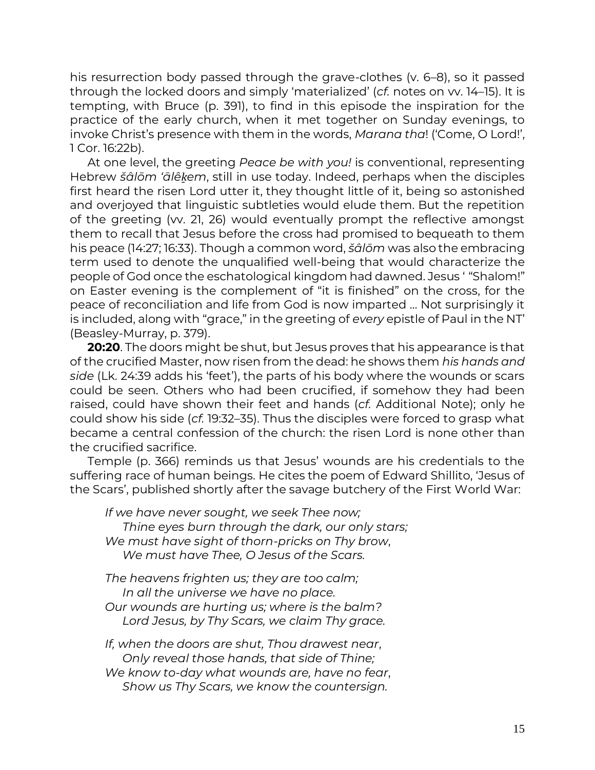his resurrection body passed through the grave-clothes (v. 6–8), so it passed through the locked doors and simply 'materialized' (*cf.* notes on vv. 14–15). It is tempting, with Bruce (p. 391), to find in this episode the inspiration for the practice of the early church, when it met together on Sunday evenings, to invoke Christ's presence with them in the words, *Marana tha*! ('Come, O Lord!', 1 Cor. 16:22b).

At one level, the greeting *Peace be with you!* is conventional, representing Hebrew *šâlōm ʿălêḵem*, still in use today. Indeed, perhaps when the disciples first heard the risen Lord utter it, they thought little of it, being so astonished and overjoyed that linguistic subtleties would elude them. But the repetition of the greeting (vv. 21, 26) would eventually prompt the reflective amongst them to recall that Jesus before the cross had promised to bequeath to them his peace (14:27; 16:33). Though a common word, *šâlōm* was also the embracing term used to denote the unqualified well-being that would characterize the people of God once the eschatological kingdom had dawned. Jesus ' "Shalom!" on Easter evening is the complement of "it is finished" on the cross, for the peace of reconciliation and life from God is now imparted … Not surprisingly it is included, along with "grace," in the greeting of *every* epistle of Paul in the NT' (Beasley-Murray, p. 379).

**20:20**. The doors might be shut, but Jesus proves that his appearance is that of the crucified Master, now risen from the dead: he shows them *his hands and side* (Lk. 24:39 adds his 'feet'), the parts of his body where the wounds or scars could be seen. Others who had been crucified, if somehow they had been raised, could have shown their feet and hands (*cf.* Additional Note); only he could show his side (*cf.* 19:32–35). Thus the disciples were forced to grasp what became a central confession of the church: the risen Lord is none other than the crucified sacrifice.

Temple (p. 366) reminds us that Jesus' wounds are his credentials to the suffering race of human beings. He cites the poem of Edward Shillito, 'Jesus of the Scars', published shortly after the savage butchery of the First World War:

> *If we have never sought, we seek Thee now;*
> *Thine eyes burn through the dark, our only stars;*
> *We must have sight of thorn-pricks on Thy brow*,
> *We must have Thee, O Jesus of the Scars.*
>
> *The heavens frighten us; they are too calm;*
> *In all the universe we have no place.*
> *Our wounds are hurting us; where is the balm?*
> *Lord Jesus, by Thy Scars, we claim Thy grace.*
>
> *If, when the doors are shut, Thou drawest near*,
> *Only reveal those hands, that side of Thine;*
> *We know to-day what wounds are, have no fear*,
> *Show us Thy Scars, we know the countersign.*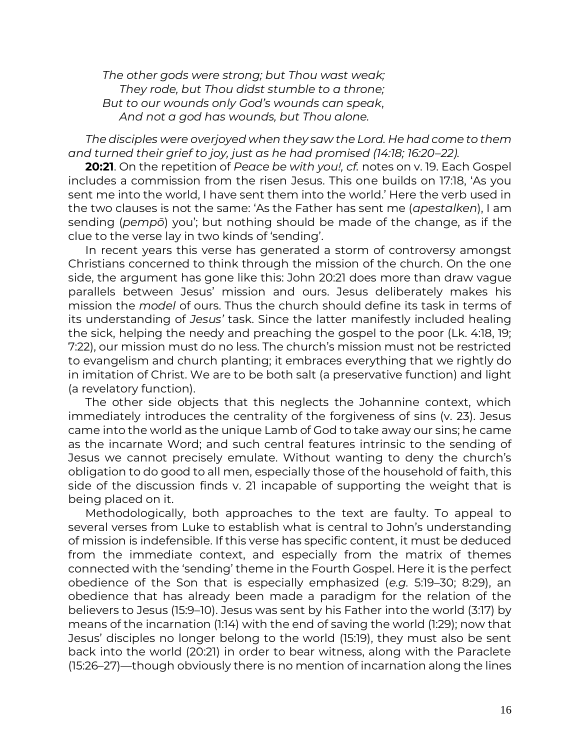*The other gods were strong; but Thou wast weak;*
*They rode, but Thou didst stumble to a throne;*
*But to our wounds only God's wounds can speak*,
*And not a god has wounds, but Thou alone*.

*The disciples were overjoyed when they saw the Lord*. *He had come to them and turned their grief to joy, just as he had promised (14:18; 16:20–22).*

**20:21**. On the repetition of *Peace be with you!, cf.* notes on v. 19. Each Gospel includes a commission from the risen Jesus. This one builds on 17:18, 'As you sent me into the world, I have sent them into the world.' Here the verb used in the two clauses is not the same: 'As the Father has sent me (*apestalken*), I am sending (*pempō*) you'; but nothing should be made of the change, as if the clue to the verse lay in two kinds of 'sending'.

In recent years this verse has generated a storm of controversy amongst Christians concerned to think through the mission of the church. On the one side, the argument has gone like this: John 20:21 does more than draw vague parallels between Jesus' mission and ours. Jesus deliberately makes his mission the *model* of ours. Thus the church should define its task in terms of its understanding of *Jesus'* task. Since the latter manifestly included healing the sick, helping the needy and preaching the gospel to the poor (Lk. 4:18, 19; 7:22), our mission must do no less. The church's mission must not be restricted to evangelism and church planting; it embraces everything that we rightly do in imitation of Christ. We are to be both salt (a preservative function) and light (a revelatory function).

The other side objects that this neglects the Johannine context, which immediately introduces the centrality of the forgiveness of sins (v. 23). Jesus came into the world as the unique Lamb of God to take away our sins; he came as the incarnate Word; and such central features intrinsic to the sending of Jesus we cannot precisely emulate. Without wanting to deny the church's obligation to do good to all men, especially those of the household of faith, this side of the discussion finds v. 21 incapable of supporting the weight that is being placed on it.

Methodologically, both approaches to the text are faulty. To appeal to several verses from Luke to establish what is central to John's understanding of mission is indefensible. If this verse has specific content, it must be deduced from the immediate context, and especially from the matrix of themes connected with the 'sending' theme in the Fourth Gospel. Here it is the perfect obedience of the Son that is especially emphasized (*e.g.* 5:19–30; 8:29), an obedience that has already been made a paradigm for the relation of the believers to Jesus (15:9–10). Jesus was sent by his Father into the world (3:17) by means of the incarnation (1:14) with the end of saving the world (1:29); now that Jesus' disciples no longer belong to the world (15:19), they must also be sent back into the world (20:21) in order to bear witness, along with the Paraclete (15:26–27)—though obviously there is no mention of incarnation along the lines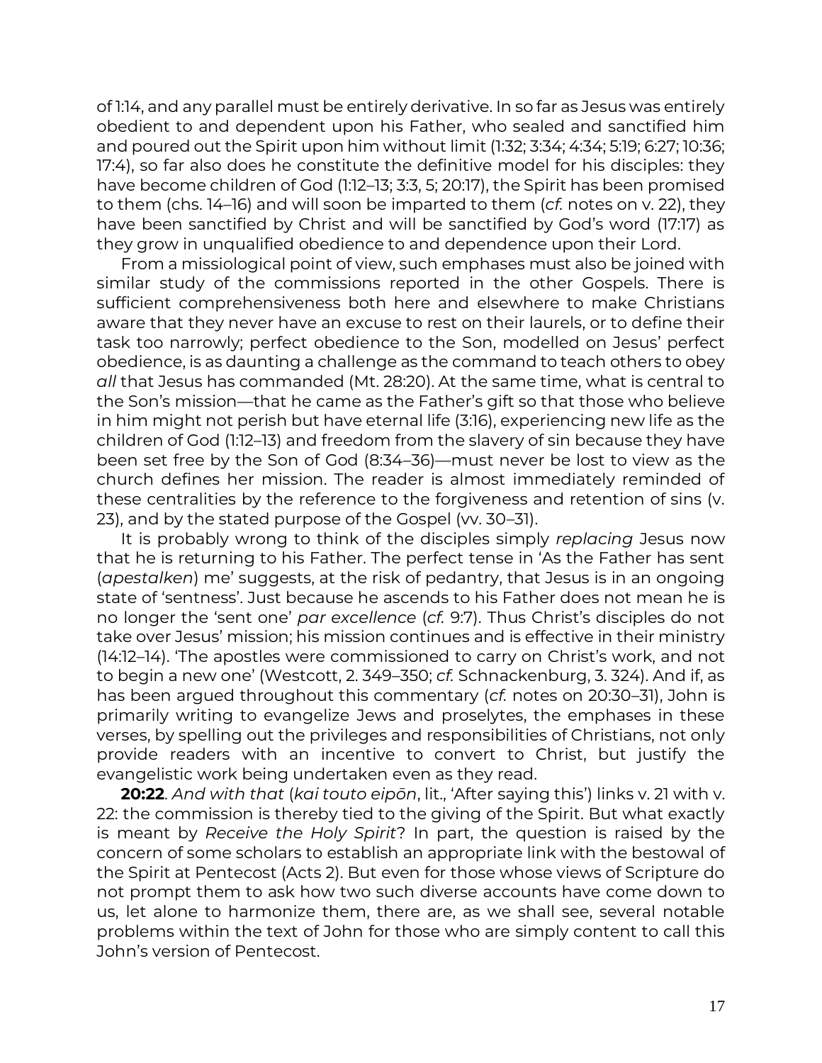of 1:14, and any parallel must be entirely derivative. In so far as Jesus was entirely obedient to and dependent upon his Father, who sealed and sanctified him and poured out the Spirit upon him without limit (1:32; 3:34; 4:34; 5:19; 6:27; 10:36; 17:4), so far also does he constitute the definitive model for his disciples: they have become children of God (1:12–13; 3:3, 5; 20:17), the Spirit has been promised to them (chs. 14–16) and will soon be imparted to them (*cf.* notes on v. 22), they have been sanctified by Christ and will be sanctified by God's word (17:17) as they grow in unqualified obedience to and dependence upon their Lord.

From a missiological point of view, such emphases must also be joined with similar study of the commissions reported in the other Gospels. There is sufficient comprehensiveness both here and elsewhere to make Christians aware that they never have an excuse to rest on their laurels, or to define their task too narrowly; perfect obedience to the Son, modelled on Jesus' perfect obedience, is as daunting a challenge as the command to teach others to obey *all* that Jesus has commanded (Mt. 28:20). At the same time, what is central to the Son's mission—that he came as the Father's gift so that those who believe in him might not perish but have eternal life (3:16), experiencing new life as the children of God (1:12–13) and freedom from the slavery of sin because they have been set free by the Son of God (8:34–36)—must never be lost to view as the church defines her mission. The reader is almost immediately reminded of these centralities by the reference to the forgiveness and retention of sins (v. 23), and by the stated purpose of the Gospel (vv. 30–31).

It is probably wrong to think of the disciples simply *replacing* Jesus now that he is returning to his Father. The perfect tense in 'As the Father has sent (*apestalken*) me' suggests, at the risk of pedantry, that Jesus is in an ongoing state of 'sentness'. Just because he ascends to his Father does not mean he is no longer the 'sent one' *par excellence* (*cf.* 9:7). Thus Christ's disciples do not take over Jesus' mission; his mission continues and is effective in their ministry (14:12–14). 'The apostles were commissioned to carry on Christ's work, and not to begin a new one' (Westcott, 2. 349–350; *cf.* Schnackenburg, 3. 324). And if, as has been argued throughout this commentary (*cf.* notes on 20:30–31), John is primarily writing to evangelize Jews and proselytes, the emphases in these verses, by spelling out the privileges and responsibilities of Christians, not only provide readers with an incentive to convert to Christ, but justify the evangelistic work being undertaken even as they read.

**20:22**. *And with that* (*kai touto eipōn*, lit., 'After saying this') links v. 21 with v. 22: the commission is thereby tied to the giving of the Spirit. But what exactly is meant by *Receive the Holy Spirit*? In part, the question is raised by the concern of some scholars to establish an appropriate link with the bestowal of the Spirit at Pentecost (Acts 2). But even for those whose views of Scripture do not prompt them to ask how two such diverse accounts have come down to us, let alone to harmonize them, there are, as we shall see, several notable problems within the text of John for those who are simply content to call this John's version of Pentecost.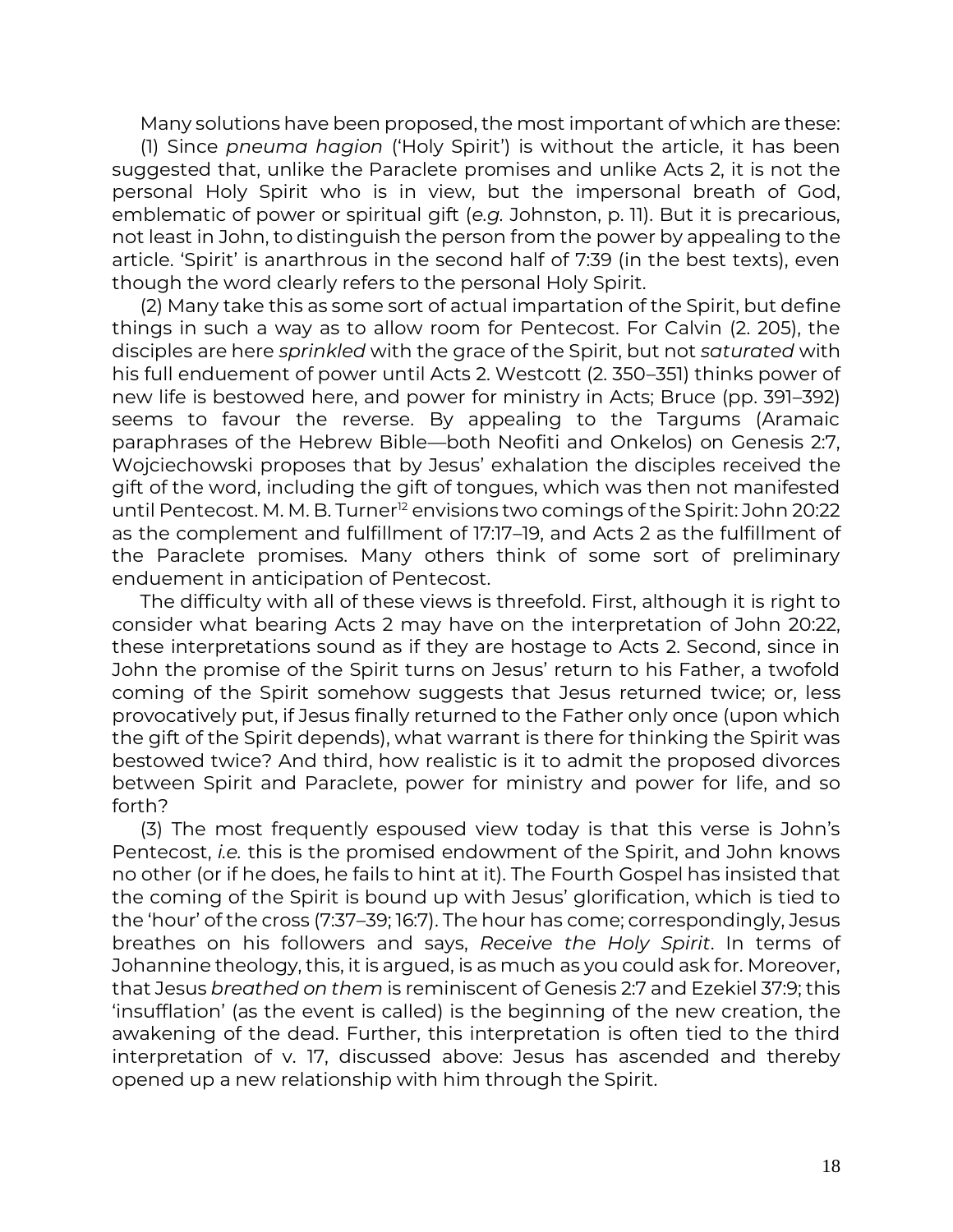Many solutions have been proposed, the most important of which are these:

(1) Since *pneuma hagion* ('Holy Spirit') is without the article, it has been suggested that, unlike the Paraclete promises and unlike Acts 2, it is not the personal Holy Spirit who is in view, but the impersonal breath of God, emblematic of power or spiritual gift (*e.g.* Johnston, p. 11). But it is precarious, not least in John, to distinguish the person from the power by appealing to the article. 'Spirit' is anarthrous in the second half of 7:39 (in the best texts), even though the word clearly refers to the personal Holy Spirit.

(2) Many take this as some sort of actual impartation of the Spirit, but define things in such a way as to allow room for Pentecost. For Calvin (2. 205), the disciples are here *sprinkled* with the grace of the Spirit, but not *saturated* with his full enduement of power until Acts 2. Westcott (2. 350–351) thinks power of new life is bestowed here, and power for ministry in Acts; Bruce (pp. 391–392) seems to favour the reverse. By appealing to the Targums (Aramaic paraphrases of the Hebrew Bible—both Neofiti and Onkelos) on Genesis 2:7, Wojciechowski proposes that by Jesus' exhalation the disciples received the gift of the word, including the gift of tongues, which was then not manifested until Pentecost. M. M. B. Turner[12] envisions two comings of the Spirit: John 20:22 as the complement and fulfillment of 17:17–19, and Acts 2 as the fulfillment of the Paraclete promises. Many others think of some sort of preliminary enduement in anticipation of Pentecost.

The difficulty with all of these views is threefold. First, although it is right to consider what bearing Acts 2 may have on the interpretation of John 20:22, these interpretations sound as if they are hostage to Acts 2. Second, since in John the promise of the Spirit turns on Jesus' return to his Father, a twofold coming of the Spirit somehow suggests that Jesus returned twice; or, less provocatively put, if Jesus finally returned to the Father only once (upon which the gift of the Spirit depends), what warrant is there for thinking the Spirit was bestowed twice? And third, how realistic is it to admit the proposed divorces between Spirit and Paraclete, power for ministry and power for life, and so forth?

(3) The most frequently espoused view today is that this verse is John's Pentecost, *i.e.* this is the promised endowment of the Spirit, and John knows no other (or if he does, he fails to hint at it). The Fourth Gospel has insisted that the coming of the Spirit is bound up with Jesus' glorification, which is tied to the 'hour' of the cross (7:37–39; 16:7). The hour has come; correspondingly, Jesus breathes on his followers and says, *Receive the Holy Spirit*. In terms of Johannine theology, this, it is argued, is as much as you could ask for. Moreover, that Jesus *breathed on them* is reminiscent of Genesis 2:7 and Ezekiel 37:9; this 'insufflation' (as the event is called) is the beginning of the new creation, the awakening of the dead. Further, this interpretation is often tied to the third interpretation of v. 17, discussed above: Jesus has ascended and thereby opened up a new relationship with him through the Spirit.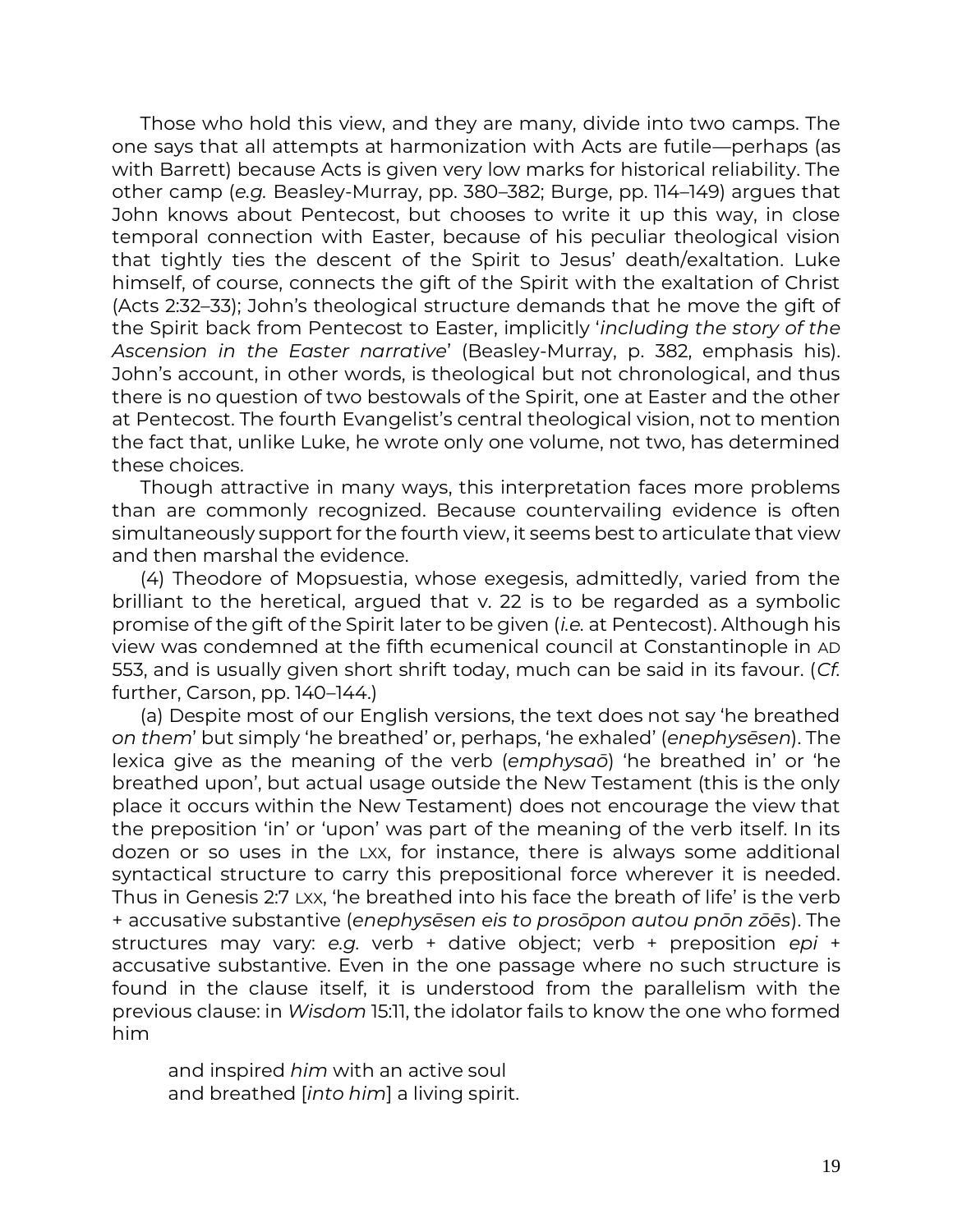Those who hold this view, and they are many, divide into two camps. The one says that all attempts at harmonization with Acts are futile—perhaps (as with Barrett) because Acts is given very low marks for historical reliability. The other camp (*e.g.* Beasley-Murray, pp. 380–382; Burge, pp. 114–149) argues that John knows about Pentecost, but chooses to write it up this way, in close temporal connection with Easter, because of his peculiar theological vision that tightly ties the descent of the Spirit to Jesus' death/exaltation. Luke himself, of course, connects the gift of the Spirit with the exaltation of Christ (Acts 2:32–33); John's theological structure demands that he move the gift of the Spirit back from Pentecost to Easter, implicitly '*including the story of the Ascension in the Easter narrative*' (Beasley-Murray, p. 382, emphasis his). John's account, in other words, is theological but not chronological, and thus there is no question of two bestowals of the Spirit, one at Easter and the other at Pentecost. The fourth Evangelist's central theological vision, not to mention the fact that, unlike Luke, he wrote only one volume, not two, has determined these choices.

Though attractive in many ways, this interpretation faces more problems than are commonly recognized. Because countervailing evidence is often simultaneously support for the fourth view, it seems best to articulate that view and then marshal the evidence.

(4) Theodore of Mopsuestia, whose exegesis, admittedly, varied from the brilliant to the heretical, argued that v. 22 is to be regarded as a symbolic promise of the gift of the Spirit later to be given (*i.e.* at Pentecost). Although his view was condemned at the fifth ecumenical council at Constantinople in AD 553, and is usually given short shrift today, much can be said in its favour. (*Cf.* further, Carson, pp. 140–144.)

(a) Despite most of our English versions, the text does not say 'he breathed *on them*' but simply 'he breathed' or, perhaps, 'he exhaled' (*enephysēsen*). The lexica give as the meaning of the verb (*emphysaō*) 'he breathed in' or 'he breathed upon', but actual usage outside the New Testament (this is the only place it occurs within the New Testament) does not encourage the view that the preposition 'in' or 'upon' was part of the meaning of the verb itself. In its dozen or so uses in the LXX, for instance, there is always some additional syntactical structure to carry this prepositional force wherever it is needed. Thus in Genesis 2:7 LXX, 'he breathed into his face the breath of life' is the verb + accusative substantive (*enephysēsen eis to prosōpon autou pnōn zōēs*). The structures may vary: *e.g.* verb + dative object; verb + preposition *epi* + accusative substantive. Even in the one passage where no such structure is found in the clause itself, it is understood from the parallelism with the previous clause: in *Wisdom* 15:11, the idolator fails to know the one who formed him

> and inspired *him* with an active soul
> and breathed [*into him*] a living spirit.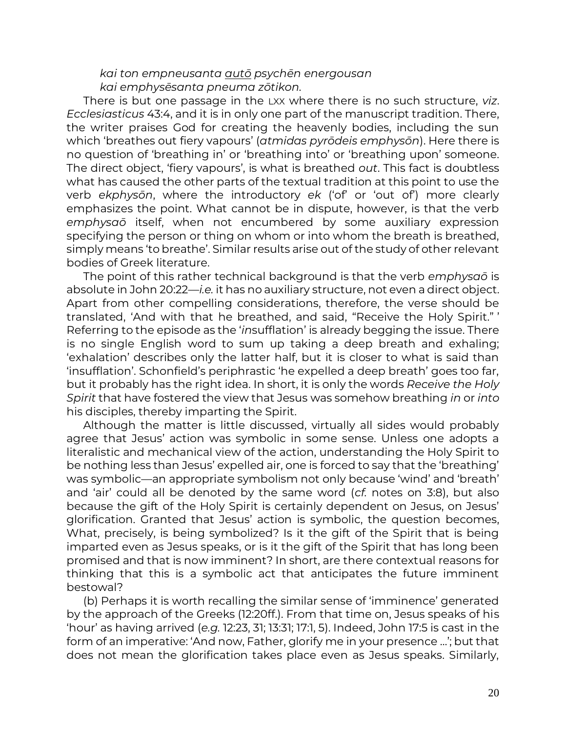*kai ton empneusanta* <u>*autō*</u> *psychēn energousan*
*kai emphysēsanta pneuma zōtikon*.

There is but one passage in the LXX where there is no such structure, *viz*. *Ecclesiasticus* 43:4, and it is in only one part of the manuscript tradition. There, the writer praises God for creating the heavenly bodies, including the sun which 'breathes out fiery vapours' (*atmidas pyrōdeis emphysōn*). Here there is no question of 'breathing in' or 'breathing into' or 'breathing upon' someone. The direct object, 'fiery vapours', is what is breathed *out*. This fact is doubtless what has caused the other parts of the textual tradition at this point to use the verb *ekphysōn*, where the introductory *ek* ('of' or 'out of') more clearly emphasizes the point. What cannot be in dispute, however, is that the verb *emphysaō* itself, when not encumbered by some auxiliary expression specifying the person or thing on whom or into whom the breath is breathed, simply means 'to breathe'. Similar results arise out of the study of other relevant bodies of Greek literature.

The point of this rather technical background is that the verb *emphysaō* is absolute in John 20:22—*i.e.* it has no auxiliary structure, not even a direct object. Apart from other compelling considerations, therefore, the verse should be translated, 'And with that he breathed, and said, "Receive the Holy Spirit." ' Referring to the episode as the '*in*sufflation' is already begging the issue. There is no single English word to sum up taking a deep breath and exhaling; 'exhalation' describes only the latter half, but it is closer to what is said than 'insufflation'. Schonfield's periphrastic 'he expelled a deep breath' goes too far, but it probably has the right idea. In short, it is only the words *Receive the Holy Spirit* that have fostered the view that Jesus was somehow breathing *in* or *into* his disciples, thereby imparting the Spirit.

Although the matter is little discussed, virtually all sides would probably agree that Jesus' action was symbolic in some sense. Unless one adopts a literalistic and mechanical view of the action, understanding the Holy Spirit to be nothing less than Jesus' expelled air, one is forced to say that the 'breathing' was symbolic—an appropriate symbolism not only because 'wind' and 'breath' and 'air' could all be denoted by the same word (*cf.* notes on 3:8), but also because the gift of the Holy Spirit is certainly dependent on Jesus, on Jesus' glorification. Granted that Jesus' action is symbolic, the question becomes, What, precisely, is being symbolized? Is it the gift of the Spirit that is being imparted even as Jesus speaks, or is it the gift of the Spirit that has long been promised and that is now imminent? In short, are there contextual reasons for thinking that this is a symbolic act that anticipates the future imminent bestowal?

(b) Perhaps it is worth recalling the similar sense of 'imminence' generated by the approach of the Greeks (12:20ff.). From that time on, Jesus speaks of his 'hour' as having arrived (*e.g.* 12:23, 31; 13:31; 17:1, 5). Indeed, John 17:5 is cast in the form of an imperative: 'And now, Father, glorify me in your presence …'; but that does not mean the glorification takes place even as Jesus speaks. Similarly,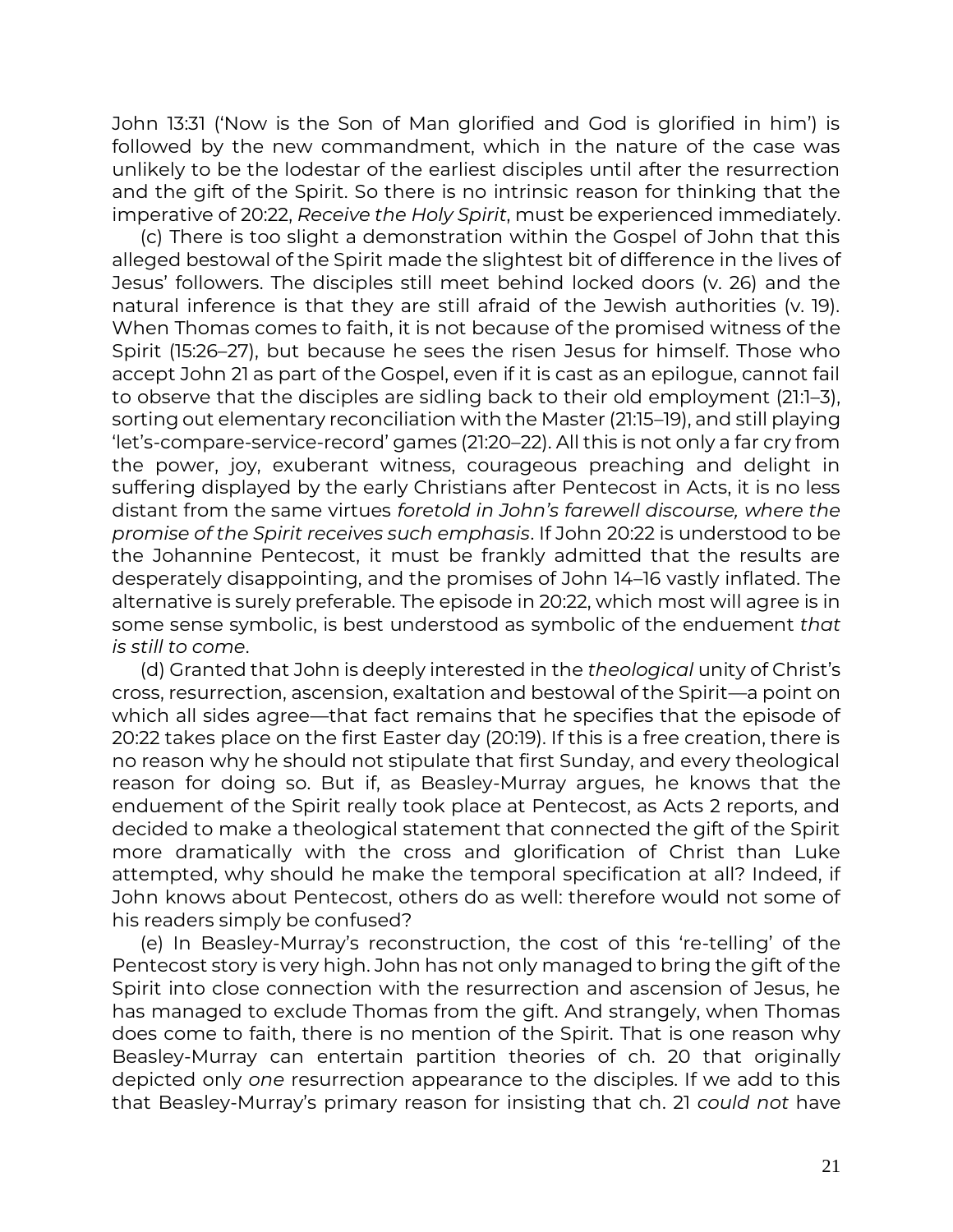John 13:31 ('Now is the Son of Man glorified and God is glorified in him') is followed by the new commandment, which in the nature of the case was unlikely to be the lodestar of the earliest disciples until after the resurrection and the gift of the Spirit. So there is no intrinsic reason for thinking that the imperative of 20:22, *Receive the Holy Spirit*, must be experienced immediately.

(c) There is too slight a demonstration within the Gospel of John that this alleged bestowal of the Spirit made the slightest bit of difference in the lives of Jesus' followers. The disciples still meet behind locked doors (v. 26) and the natural inference is that they are still afraid of the Jewish authorities (v. 19). When Thomas comes to faith, it is not because of the promised witness of the Spirit (15:26–27), but because he sees the risen Jesus for himself. Those who accept John 21 as part of the Gospel, even if it is cast as an epilogue, cannot fail to observe that the disciples are sidling back to their old employment (21:1–3), sorting out elementary reconciliation with the Master (21:15–19), and still playing 'let's-compare-service-record' games (21:20–22). All this is not only a far cry from the power, joy, exuberant witness, courageous preaching and delight in suffering displayed by the early Christians after Pentecost in Acts, it is no less distant from the same virtues *foretold in John's farewell discourse, where the promise of the Spirit receives such emphasis*. If John 20:22 is understood to be the Johannine Pentecost, it must be frankly admitted that the results are desperately disappointing, and the promises of John 14–16 vastly inflated. The alternative is surely preferable. The episode in 20:22, which most will agree is in some sense symbolic, is best understood as symbolic of the enduement *that is still to come*.

(d) Granted that John is deeply interested in the *theological* unity of Christ's cross, resurrection, ascension, exaltation and bestowal of the Spirit—a point on which all sides agree—that fact remains that he specifies that the episode of 20:22 takes place on the first Easter day (20:19). If this is a free creation, there is no reason why he should not stipulate that first Sunday, and every theological reason for doing so. But if, as Beasley-Murray argues, he knows that the enduement of the Spirit really took place at Pentecost, as Acts 2 reports, and decided to make a theological statement that connected the gift of the Spirit more dramatically with the cross and glorification of Christ than Luke attempted, why should he make the temporal specification at all? Indeed, if John knows about Pentecost, others do as well: therefore would not some of his readers simply be confused?

(e) In Beasley-Murray's reconstruction, the cost of this 're-telling' of the Pentecost story is very high. John has not only managed to bring the gift of the Spirit into close connection with the resurrection and ascension of Jesus, he has managed to exclude Thomas from the gift. And strangely, when Thomas does come to faith, there is no mention of the Spirit. That is one reason why Beasley-Murray can entertain partition theories of ch. 20 that originally depicted only *one* resurrection appearance to the disciples. If we add to this that Beasley-Murray's primary reason for insisting that ch. 21 *could not* have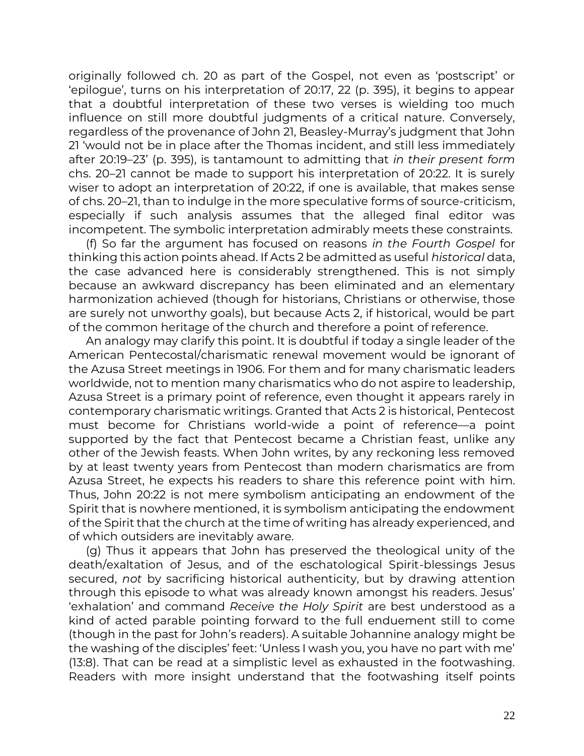originally followed ch. 20 as part of the Gospel, not even as 'postscript' or 'epilogue', turns on his interpretation of 20:17, 22 (p. 395), it begins to appear that a doubtful interpretation of these two verses is wielding too much influence on still more doubtful judgments of a critical nature. Conversely, regardless of the provenance of John 21, Beasley-Murray's judgment that John 21 'would not be in place after the Thomas incident, and still less immediately after 20:19–23' (p. 395), is tantamount to admitting that *in their present form* chs. 20–21 cannot be made to support his interpretation of 20:22. It is surely wiser to adopt an interpretation of 20:22, if one is available, that makes sense of chs. 20–21, than to indulge in the more speculative forms of source-criticism, especially if such analysis assumes that the alleged final editor was incompetent. The symbolic interpretation admirably meets these constraints.

(f) So far the argument has focused on reasons *in the Fourth Gospel* for thinking this action points ahead. If Acts 2 be admitted as useful *historical* data, the case advanced here is considerably strengthened. This is not simply because an awkward discrepancy has been eliminated and an elementary harmonization achieved (though for historians, Christians or otherwise, those are surely not unworthy goals), but because Acts 2, if historical, would be part of the common heritage of the church and therefore a point of reference.

An analogy may clarify this point. It is doubtful if today a single leader of the American Pentecostal/charismatic renewal movement would be ignorant of the Azusa Street meetings in 1906. For them and for many charismatic leaders worldwide, not to mention many charismatics who do not aspire to leadership, Azusa Street is a primary point of reference, even thought it appears rarely in contemporary charismatic writings. Granted that Acts 2 is historical, Pentecost must become for Christians world-wide a point of reference—a point supported by the fact that Pentecost became a Christian feast, unlike any other of the Jewish feasts. When John writes, by any reckoning less removed by at least twenty years from Pentecost than modern charismatics are from Azusa Street, he expects his readers to share this reference point with him. Thus, John 20:22 is not mere symbolism anticipating an endowment of the Spirit that is nowhere mentioned, it is symbolism anticipating the endowment of the Spirit that the church at the time of writing has already experienced, and of which outsiders are inevitably aware.

(g) Thus it appears that John has preserved the theological unity of the death/exaltation of Jesus, and of the eschatological Spirit-blessings Jesus secured, *not* by sacrificing historical authenticity, but by drawing attention through this episode to what was already known amongst his readers. Jesus' 'exhalation' and command *Receive the Holy Spirit* are best understood as a kind of acted parable pointing forward to the full enduement still to come (though in the past for John's readers). A suitable Johannine analogy might be the washing of the disciples' feet: 'Unless I wash you, you have no part with me' (13:8). That can be read at a simplistic level as exhausted in the footwashing. Readers with more insight understand that the footwashing itself points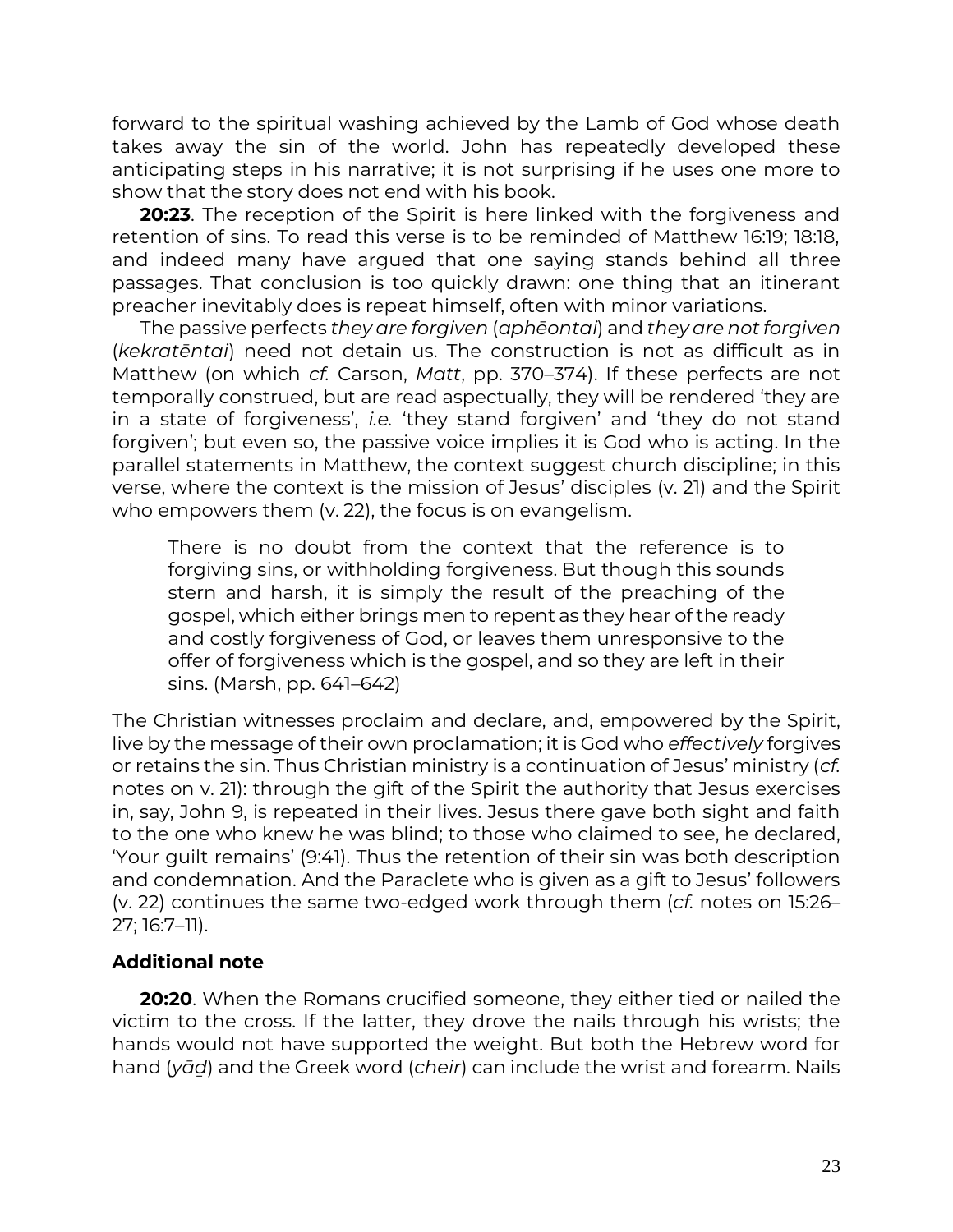forward to the spiritual washing achieved by the Lamb of God whose death takes away the sin of the world. John has repeatedly developed these anticipating steps in his narrative; it is not surprising if he uses one more to show that the story does not end with his book.

**20:23**. The reception of the Spirit is here linked with the forgiveness and retention of sins. To read this verse is to be reminded of Matthew 16:19; 18:18, and indeed many have argued that one saying stands behind all three passages. That conclusion is too quickly drawn: one thing that an itinerant preacher inevitably does is repeat himself, often with minor variations.

The passive perfects *they are forgiven* (*aphēontai*) and *they are not forgiven* (*kekratēntai*) need not detain us. The construction is not as difficult as in Matthew (on which *cf.* Carson, *Matt*, pp. 370–374). If these perfects are not temporally construed, but are read aspectually, they will be rendered 'they are in a state of forgiveness', *i.e.* 'they stand forgiven' and 'they do not stand forgiven'; but even so, the passive voice implies it is God who is acting. In the parallel statements in Matthew, the context suggest church discipline; in this verse, where the context is the mission of Jesus' disciples (v. 21) and the Spirit who empowers them (v. 22), the focus is on evangelism.

> There is no doubt from the context that the reference is to forgiving sins, or withholding forgiveness. But though this sounds stern and harsh, it is simply the result of the preaching of the gospel, which either brings men to repent as they hear of the ready and costly forgiveness of God, or leaves them unresponsive to the offer of forgiveness which is the gospel, and so they are left in their sins. (Marsh, pp. 641–642)

The Christian witnesses proclaim and declare, and, empowered by the Spirit, live by the message of their own proclamation; it is God who *effectively* forgives or retains the sin. Thus Christian ministry is a continuation of Jesus' ministry (*cf.* notes on v. 21): through the gift of the Spirit the authority that Jesus exercises in, say, John 9, is repeated in their lives. Jesus there gave both sight and faith to the one who knew he was blind; to those who claimed to see, he declared, 'Your guilt remains' (9:41). Thus the retention of their sin was both description and condemnation. And the Paraclete who is given as a gift to Jesus' followers (v. 22) continues the same two-edged work through them (*cf.* notes on 15:26–27; 16:7–11).

### Additional note

**20:20**. When the Romans crucified someone, they either tied or nailed the victim to the cross. If the latter, they drove the nails through his wrists; the hands would not have supported the weight. But both the Hebrew word for hand (*yāḏ*) and the Greek word (*cheir*) can include the wrist and forearm. Nails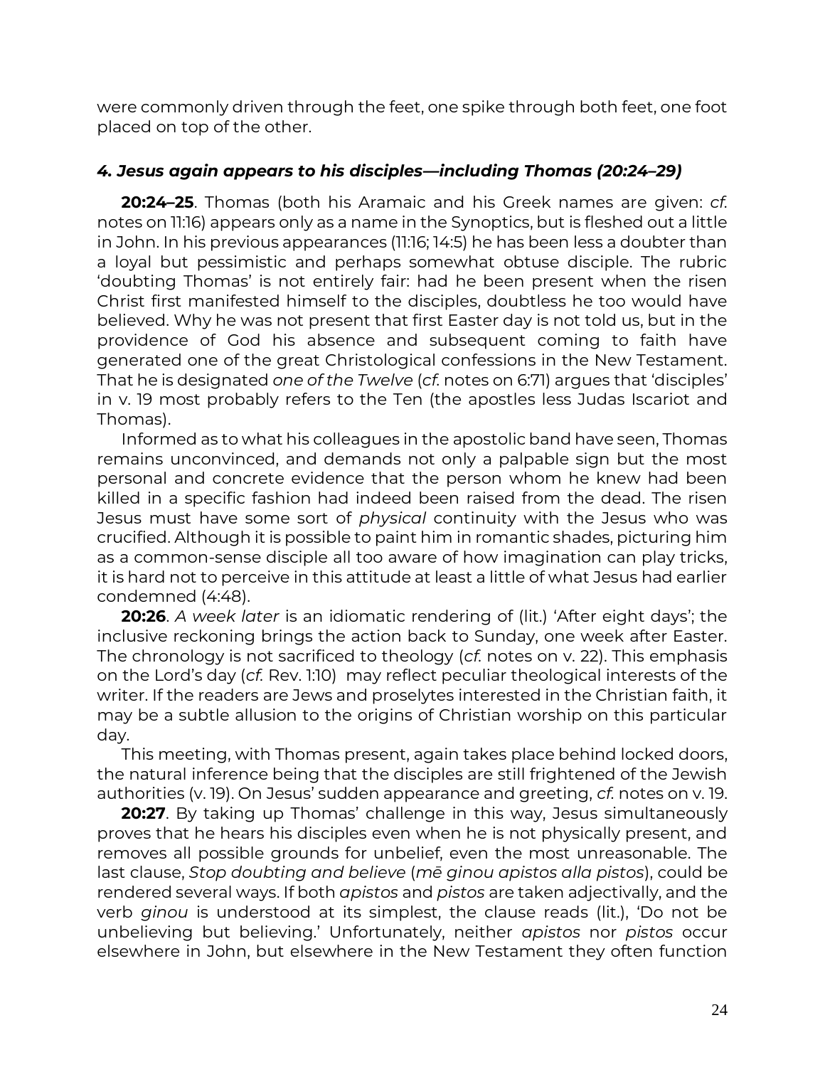were commonly driven through the feet, one spike through both feet, one foot placed on top of the other.

### *4. Jesus again appears to his disciples—including Thomas (20:24–29)*

**20:24–25**. Thomas (both his Aramaic and his Greek names are given: *cf.* notes on 11:16) appears only as a name in the Synoptics, but is fleshed out a little in John. In his previous appearances (11:16; 14:5) he has been less a doubter than a loyal but pessimistic and perhaps somewhat obtuse disciple. The rubric 'doubting Thomas' is not entirely fair: had he been present when the risen Christ first manifested himself to the disciples, doubtless he too would have believed. Why he was not present that first Easter day is not told us, but in the providence of God his absence and subsequent coming to faith have generated one of the great Christological confessions in the New Testament. That he is designated *one of the Twelve* (*cf.* notes on 6:71) argues that 'disciples' in v. 19 most probably refers to the Ten (the apostles less Judas Iscariot and Thomas).

Informed as to what his colleagues in the apostolic band have seen, Thomas remains unconvinced, and demands not only a palpable sign but the most personal and concrete evidence that the person whom he knew had been killed in a specific fashion had indeed been raised from the dead. The risen Jesus must have some sort of *physical* continuity with the Jesus who was crucified. Although it is possible to paint him in romantic shades, picturing him as a common-sense disciple all too aware of how imagination can play tricks, it is hard not to perceive in this attitude at least a little of what Jesus had earlier condemned (4:48).

**20:26**. *A week later* is an idiomatic rendering of (lit.) 'After eight days'; the inclusive reckoning brings the action back to Sunday, one week after Easter. The chronology is not sacrificed to theology (*cf.* notes on v. 22). This emphasis on the Lord's day (*cf.* Rev. 1:10) may reflect peculiar theological interests of the writer. If the readers are Jews and proselytes interested in the Christian faith, it may be a subtle allusion to the origins of Christian worship on this particular day.

This meeting, with Thomas present, again takes place behind locked doors, the natural inference being that the disciples are still frightened of the Jewish authorities (v. 19). On Jesus' sudden appearance and greeting, *cf.* notes on v. 19.

**20:27**. By taking up Thomas' challenge in this way, Jesus simultaneously proves that he hears his disciples even when he is not physically present, and removes all possible grounds for unbelief, even the most unreasonable. The last clause, *Stop doubting and believe* (*mē ginou apistos alla pistos*), could be rendered several ways. If both *apistos* and *pistos* are taken adjectivally, and the verb *ginou* is understood at its simplest, the clause reads (lit.), 'Do not be unbelieving but believing.' Unfortunately, neither *apistos* nor *pistos* occur elsewhere in John, but elsewhere in the New Testament they often function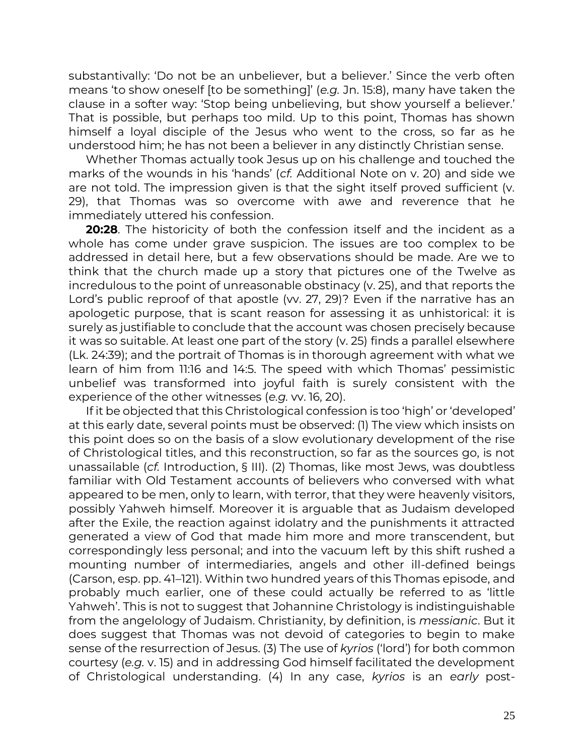substantivally: 'Do not be an unbeliever, but a believer.' Since the verb often means 'to show oneself [to be something]' (*e.g.* Jn. 15:8), many have taken the clause in a softer way: 'Stop being unbelieving, but show yourself a believer.' That is possible, but perhaps too mild. Up to this point, Thomas has shown himself a loyal disciple of the Jesus who went to the cross, so far as he understood him; he has not been a believer in any distinctly Christian sense.

Whether Thomas actually took Jesus up on his challenge and touched the marks of the wounds in his 'hands' (*cf.* Additional Note on v. 20) and side we are not told. The impression given is that the sight itself proved sufficient (v. 29), that Thomas was so overcome with awe and reverence that he immediately uttered his confession.

**20:28**. The historicity of both the confession itself and the incident as a whole has come under grave suspicion. The issues are too complex to be addressed in detail here, but a few observations should be made. Are we to think that the church made up a story that pictures one of the Twelve as incredulous to the point of unreasonable obstinacy (v. 25), and that reports the Lord's public reproof of that apostle (vv. 27, 29)? Even if the narrative has an apologetic purpose, that is scant reason for assessing it as unhistorical: it is surely as justifiable to conclude that the account was chosen precisely because it was so suitable. At least one part of the story (v. 25) finds a parallel elsewhere (Lk. 24:39); and the portrait of Thomas is in thorough agreement with what we learn of him from 11:16 and 14:5. The speed with which Thomas' pessimistic unbelief was transformed into joyful faith is surely consistent with the experience of the other witnesses (*e.g.* vv. 16, 20).

If it be objected that this Christological confession is too 'high' or 'developed' at this early date, several points must be observed: (1) The view which insists on this point does so on the basis of a slow evolutionary development of the rise of Christological titles, and this reconstruction, so far as the sources go, is not unassailable (*cf.* Introduction, § III). (2) Thomas, like most Jews, was doubtless familiar with Old Testament accounts of believers who conversed with what appeared to be men, only to learn, with terror, that they were heavenly visitors, possibly Yahweh himself. Moreover it is arguable that as Judaism developed after the Exile, the reaction against idolatry and the punishments it attracted generated a view of God that made him more and more transcendent, but correspondingly less personal; and into the vacuum left by this shift rushed a mounting number of intermediaries, angels and other ill-defined beings (Carson, esp. pp. 41–121). Within two hundred years of this Thomas episode, and probably much earlier, one of these could actually be referred to as 'little Yahweh'. This is not to suggest that Johannine Christology is indistinguishable from the angelology of Judaism. Christianity, by definition, is *messianic*. But it does suggest that Thomas was not devoid of categories to begin to make sense of the resurrection of Jesus. (3) The use of *kyrios* ('lord') for both common courtesy (*e.g.* v. 15) and in addressing God himself facilitated the development of Christological understanding. (4) In any case, *kyrios* is an *early* post-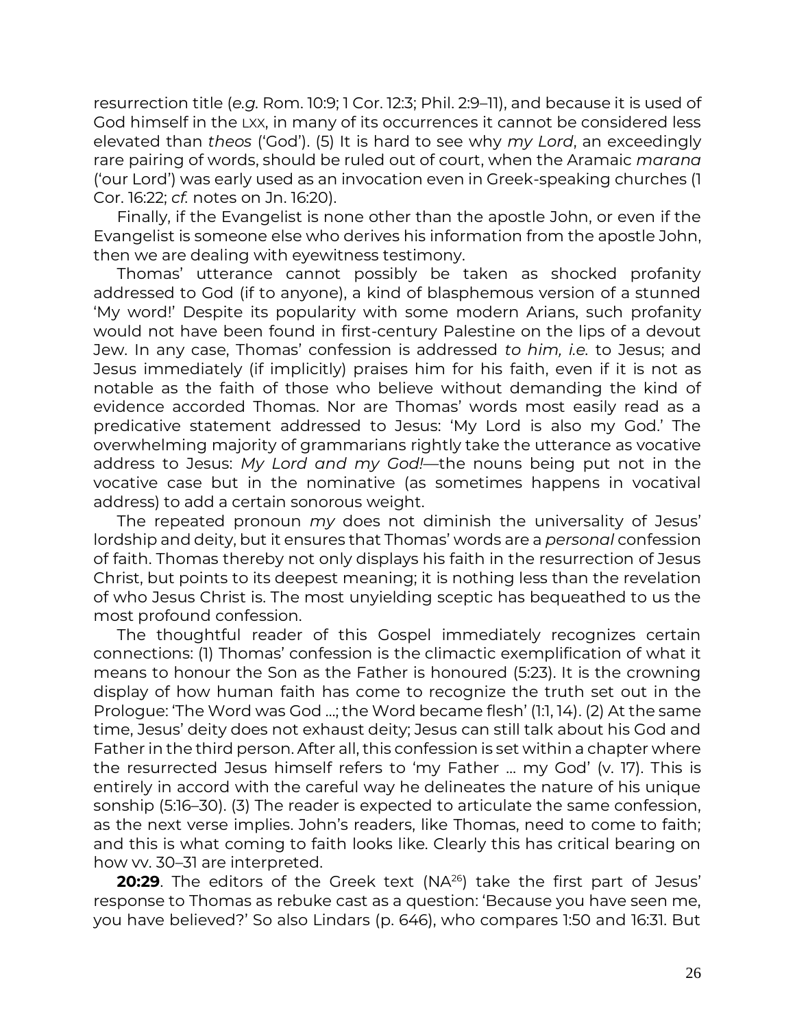resurrection title (*e.g.* Rom. 10:9; 1 Cor. 12:3; Phil. 2:9–11), and because it is used of God himself in the LXX, in many of its occurrences it cannot be considered less elevated than *theos* ('God'). (5) It is hard to see why *my Lord*, an exceedingly rare pairing of words, should be ruled out of court, when the Aramaic *marana* ('our Lord') was early used as an invocation even in Greek-speaking churches (1 Cor. 16:22; *cf.* notes on Jn. 16:20).

Finally, if the Evangelist is none other than the apostle John, or even if the Evangelist is someone else who derives his information from the apostle John, then we are dealing with eyewitness testimony.

Thomas' utterance cannot possibly be taken as shocked profanity addressed to God (if to anyone), a kind of blasphemous version of a stunned 'My word!' Despite its popularity with some modern Arians, such profanity would not have been found in first-century Palestine on the lips of a devout Jew. In any case, Thomas' confession is addressed *to him, i.e.* to Jesus; and Jesus immediately (if implicitly) praises him for his faith, even if it is not as notable as the faith of those who believe without demanding the kind of evidence accorded Thomas. Nor are Thomas' words most easily read as a predicative statement addressed to Jesus: 'My Lord is also my God.' The overwhelming majority of grammarians rightly take the utterance as vocative address to Jesus: *My Lord and my God!*—the nouns being put not in the vocative case but in the nominative (as sometimes happens in vocatival address) to add a certain sonorous weight.

The repeated pronoun *my* does not diminish the universality of Jesus' lordship and deity, but it ensures that Thomas' words are a *personal* confession of faith. Thomas thereby not only displays his faith in the resurrection of Jesus Christ, but points to its deepest meaning; it is nothing less than the revelation of who Jesus Christ is. The most unyielding sceptic has bequeathed to us the most profound confession.

The thoughtful reader of this Gospel immediately recognizes certain connections: (1) Thomas' confession is the climactic exemplification of what it means to honour the Son as the Father is honoured (5:23). It is the crowning display of how human faith has come to recognize the truth set out in the Prologue: 'The Word was God …; the Word became flesh' (1:1, 14). (2) At the same time, Jesus' deity does not exhaust deity; Jesus can still talk about his God and Father in the third person. After all, this confession is set within a chapter where the resurrected Jesus himself refers to 'my Father … my God' (v. 17). This is entirely in accord with the careful way he delineates the nature of his unique sonship (5:16–30). (3) The reader is expected to articulate the same confession, as the next verse implies. John's readers, like Thomas, need to come to faith; and this is what coming to faith looks like. Clearly this has critical bearing on how vv. 30–31 are interpreted.

**20:29**. The editors of the Greek text (NA[26]) take the first part of Jesus' response to Thomas as rebuke cast as a question: 'Because you have seen me, you have believed?' So also Lindars (p. 646), who compares 1:50 and 16:31. But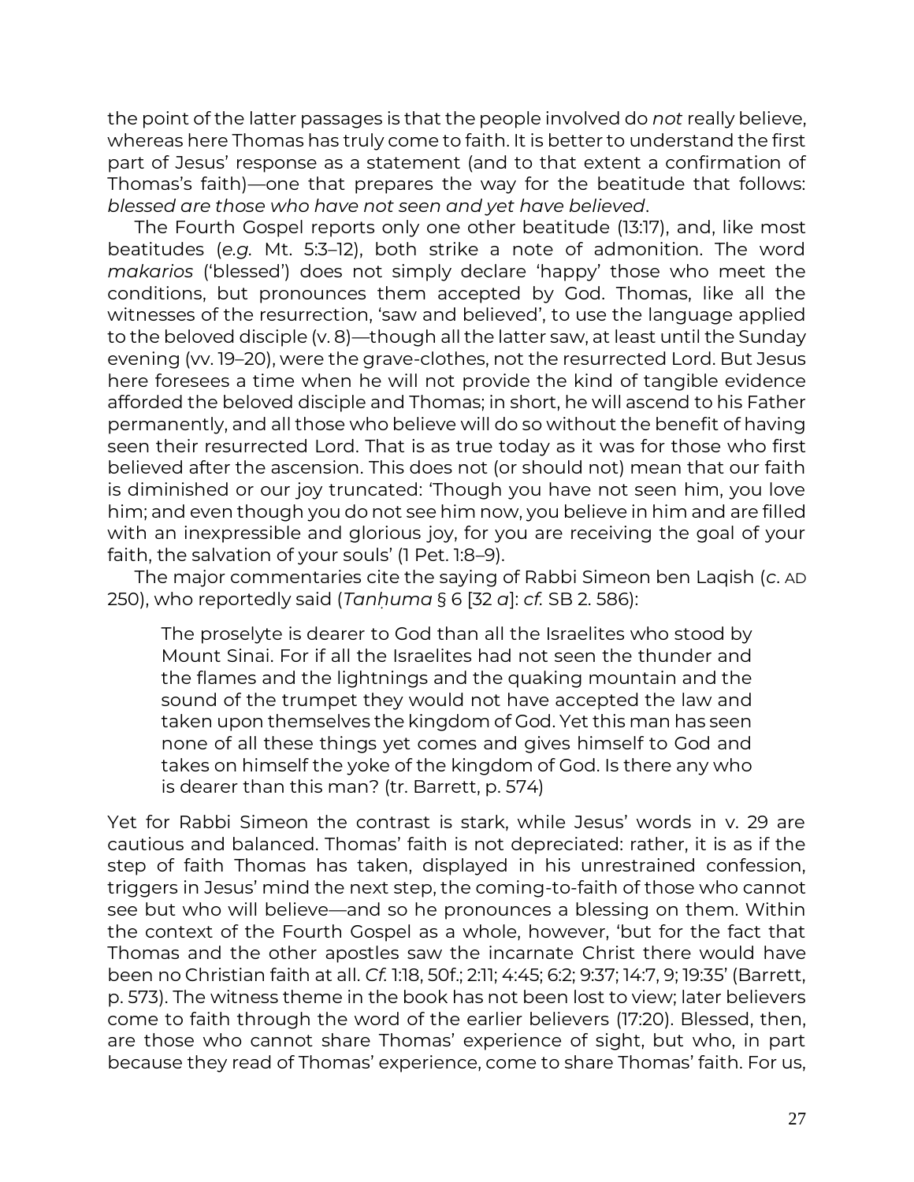the point of the latter passages is that the people involved do *not* really believe, whereas here Thomas has truly come to faith. It is better to understand the first part of Jesus' response as a statement (and to that extent a confirmation of Thomas's faith)—one that prepares the way for the beatitude that follows: *blessed are those who have not seen and yet have believed*.

The Fourth Gospel reports only one other beatitude (13:17), and, like most beatitudes (*e.g.* Mt. 5:3–12), both strike a note of admonition. The word *makarios* ('blessed') does not simply declare 'happy' those who meet the conditions, but pronounces them accepted by God. Thomas, like all the witnesses of the resurrection, 'saw and believed', to use the language applied to the beloved disciple (v. 8)—though all the latter saw, at least until the Sunday evening (vv. 19–20), were the grave-clothes, not the resurrected Lord. But Jesus here foresees a time when he will not provide the kind of tangible evidence afforded the beloved disciple and Thomas; in short, he will ascend to his Father permanently, and all those who believe will do so without the benefit of having seen their resurrected Lord. That is as true today as it was for those who first believed after the ascension. This does not (or should not) mean that our faith is diminished or our joy truncated: 'Though you have not seen him, you love him; and even though you do not see him now, you believe in him and are filled with an inexpressible and glorious joy, for you are receiving the goal of your faith, the salvation of your souls' (1 Pet. 1:8–9).

The major commentaries cite the saying of Rabbi Simeon ben Laqish (*c.* AD 250), who reportedly said (*Tanḥuma* § 6 [32 *a*]: *cf.* SB 2. 586):

> The proselyte is dearer to God than all the Israelites who stood by Mount Sinai. For if all the Israelites had not seen the thunder and the flames and the lightnings and the quaking mountain and the sound of the trumpet they would not have accepted the law and taken upon themselves the kingdom of God. Yet this man has seen none of all these things yet comes and gives himself to God and takes on himself the yoke of the kingdom of God. Is there any who is dearer than this man? (tr. Barrett, p. 574)

Yet for Rabbi Simeon the contrast is stark, while Jesus' words in v. 29 are cautious and balanced. Thomas' faith is not depreciated: rather, it is as if the step of faith Thomas has taken, displayed in his unrestrained confession, triggers in Jesus' mind the next step, the coming-to-faith of those who cannot see but who will believe—and so he pronounces a blessing on them. Within the context of the Fourth Gospel as a whole, however, 'but for the fact that Thomas and the other apostles saw the incarnate Christ there would have been no Christian faith at all. *Cf.* 1:18, 50f.; 2:11; 4:45; 6:2; 9:37; 14:7, 9; 19:35' (Barrett, p. 573). The witness theme in the book has not been lost to view; later believers come to faith through the word of the earlier believers (17:20). Blessed, then, are those who cannot share Thomas' experience of sight, but who, in part because they read of Thomas' experience, come to share Thomas' faith. For us,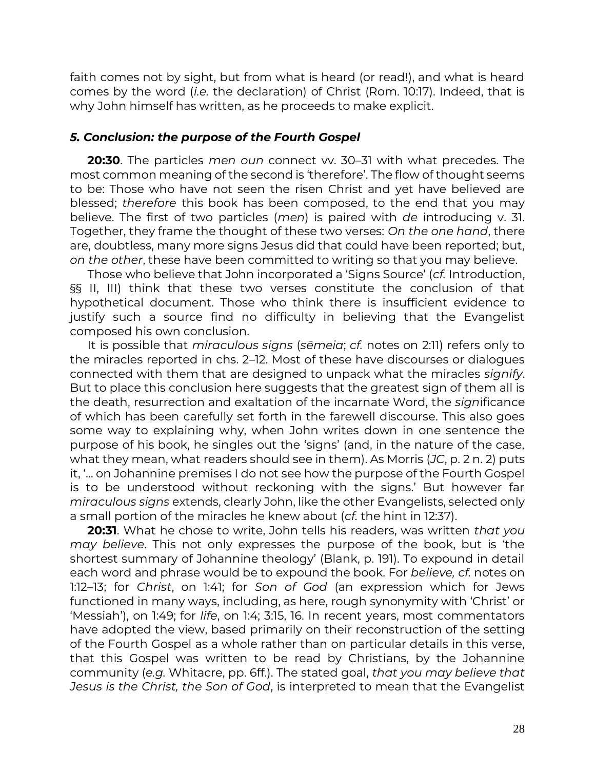faith comes not by sight, but from what is heard (or read!), and what is heard comes by the word (*i.e.* the declaration) of Christ (Rom. 10:17). Indeed, that is why John himself has written, as he proceeds to make explicit.

### *5. Conclusion: the purpose of the Fourth Gospel*

**20:30**. The particles *men oun* connect vv. 30–31 with what precedes. The most common meaning of the second is 'therefore'. The flow of thought seems to be: Those who have not seen the risen Christ and yet have believed are blessed; *therefore* this book has been composed, to the end that you may believe. The first of two particles (*men*) is paired with *de* introducing v. 31. Together, they frame the thought of these two verses: *On the one hand*, there are, doubtless, many more signs Jesus did that could have been reported; but, *on the other*, these have been committed to writing so that you may believe.

Those who believe that John incorporated a 'Signs Source' (*cf.* Introduction, §§ II, III) think that these two verses constitute the conclusion of that hypothetical document. Those who think there is insufficient evidence to justify such a source find no difficulty in believing that the Evangelist composed his own conclusion.

It is possible that *miraculous signs* (*sēmeia*; *cf.* notes on 2:11) refers only to the miracles reported in chs. 2–12. Most of these have discourses or dialogues connected with them that are designed to unpack what the miracles *signify*. But to place this conclusion here suggests that the greatest sign of them all is the death, resurrection and exaltation of the incarnate Word, the *sign*ificance of which has been carefully set forth in the farewell discourse. This also goes some way to explaining why, when John writes down in one sentence the purpose of his book, he singles out the 'signs' (and, in the nature of the case, what they mean, what readers should see in them). As Morris (*JC*, p. 2 n. 2) puts it, '… on Johannine premises I do not see how the purpose of the Fourth Gospel is to be understood without reckoning with the signs.' But however far *miraculous signs* extends, clearly John, like the other Evangelists, selected only a small portion of the miracles he knew about (*cf.* the hint in 12:37).

**20:31**. What he chose to write, John tells his readers, was written *that you may believe*. This not only expresses the purpose of the book, but is 'the shortest summary of Johannine theology' (Blank, p. 191). To expound in detail each word and phrase would be to expound the book. For *believe, cf.* notes on 1:12–13; for *Christ*, on 1:41; for *Son of God* (an expression which for Jews functioned in many ways, including, as here, rough synonymity with 'Christ' or 'Messiah'), on 1:49; for *life*, on 1:4; 3:15, 16. In recent years, most commentators have adopted the view, based primarily on their reconstruction of the setting of the Fourth Gospel as a whole rather than on particular details in this verse, that this Gospel was written to be read by Christians, by the Johannine community (*e.g.* Whitacre, pp. 6ff.). The stated goal, *that you may believe that Jesus is the Christ, the Son of God*, is interpreted to mean that the Evangelist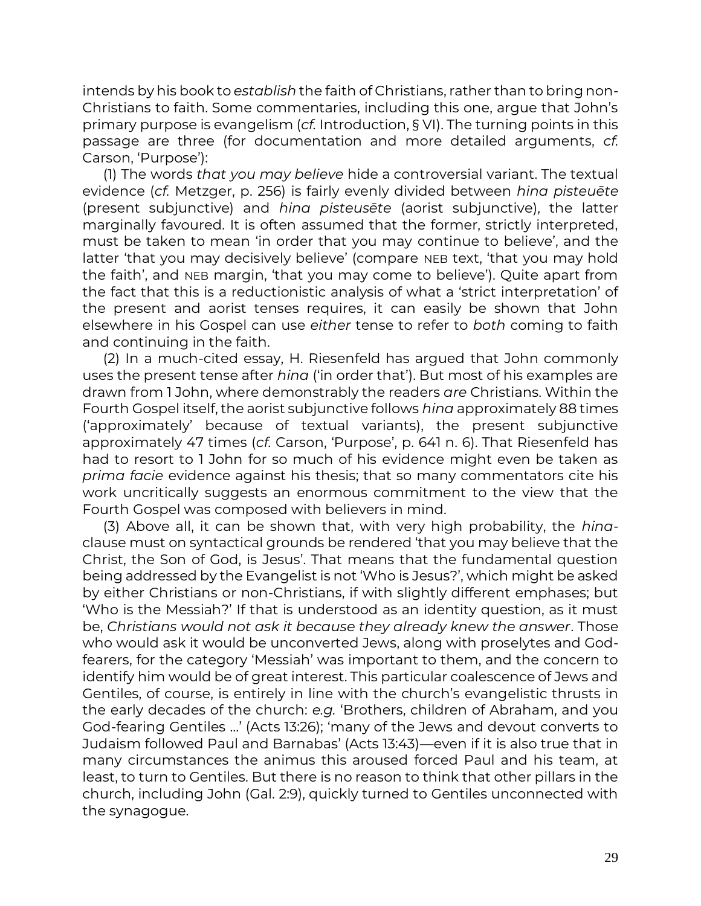intends by his book to *establish* the faith of Christians, rather than to bring non-Christians to faith. Some commentaries, including this one, argue that John's primary purpose is evangelism (*cf.* Introduction, § VI). The turning points in this passage are three (for documentation and more detailed arguments, *cf.* Carson, 'Purpose'):

(1) The words *that you may believe* hide a controversial variant. The textual evidence (*cf.* Metzger, p. 256) is fairly evenly divided between *hina pisteuēte* (present subjunctive) and *hina pisteusēte* (aorist subjunctive), the latter marginally favoured. It is often assumed that the former, strictly interpreted, must be taken to mean 'in order that you may continue to believe', and the latter 'that you may decisively believe' (compare NEB text, 'that you may hold the faith', and NEB margin, 'that you may come to believe'). Quite apart from the fact that this is a reductionistic analysis of what a 'strict interpretation' of the present and aorist tenses requires, it can easily be shown that John elsewhere in his Gospel can use *either* tense to refer to *both* coming to faith and continuing in the faith.

(2) In a much-cited essay, H. Riesenfeld has argued that John commonly uses the present tense after *hina* ('in order that'). But most of his examples are drawn from 1 John, where demonstrably the readers *are* Christians. Within the Fourth Gospel itself, the aorist subjunctive follows *hina* approximately 88 times ('approximately' because of textual variants), the present subjunctive approximately 47 times (*cf.* Carson, 'Purpose', p. 641 n. 6). That Riesenfeld has had to resort to 1 John for so much of his evidence might even be taken as *prima facie* evidence against his thesis; that so many commentators cite his work uncritically suggests an enormous commitment to the view that the Fourth Gospel was composed with believers in mind.

(3) Above all, it can be shown that, with very high probability, the *hina*-clause must on syntactical grounds be rendered 'that you may believe that the Christ, the Son of God, is Jesus'. That means that the fundamental question being addressed by the Evangelist is not 'Who is Jesus?', which might be asked by either Christians or non-Christians, if with slightly different emphases; but 'Who is the Messiah?' If that is understood as an identity question, as it must be, *Christians would not ask it because they already knew the answer*. Those who would ask it would be unconverted Jews, along with proselytes and God-fearers, for the category 'Messiah' was important to them, and the concern to identify him would be of great interest. This particular coalescence of Jews and Gentiles, of course, is entirely in line with the church's evangelistic thrusts in the early decades of the church: *e.g.* 'Brothers, children of Abraham, and you God-fearing Gentiles …' (Acts 13:26); 'many of the Jews and devout converts to Judaism followed Paul and Barnabas' (Acts 13:43)—even if it is also true that in many circumstances the animus this aroused forced Paul and his team, at least, to turn to Gentiles. But there is no reason to think that other pillars in the church, including John (Gal. 2:9), quickly turned to Gentiles unconnected with the synagogue.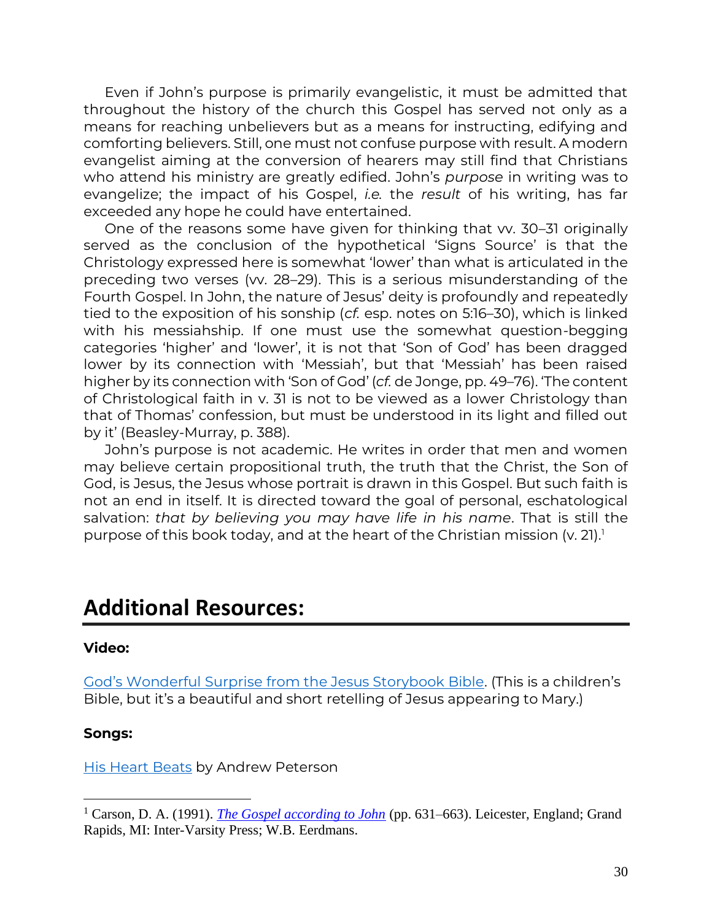Even if John's purpose is primarily evangelistic, it must be admitted that throughout the history of the church this Gospel has served not only as a means for reaching unbelievers but as a means for instructing, edifying and comforting believers. Still, one must not confuse purpose with result. A modern evangelist aiming at the conversion of hearers may still find that Christians who attend his ministry are greatly edified. John's *purpose* in writing was to evangelize; the impact of his Gospel, *i.e.* the *result* of his writing, has far exceeded any hope he could have entertained.

One of the reasons some have given for thinking that vv. 30–31 originally served as the conclusion of the hypothetical 'Signs Source' is that the Christology expressed here is somewhat 'lower' than what is articulated in the preceding two verses (vv. 28–29). This is a serious misunderstanding of the Fourth Gospel. In John, the nature of Jesus' deity is profoundly and repeatedly tied to the exposition of his sonship (*cf.* esp. notes on 5:16–30), which is linked with his messiahship. If one must use the somewhat question-begging categories 'higher' and 'lower', it is not that 'Son of God' has been dragged lower by its connection with 'Messiah', but that 'Messiah' has been raised higher by its connection with 'Son of God' (*cf.* de Jonge, pp. 49–76). 'The content of Christological faith in v. 31 is not to be viewed as a lower Christology than that of Thomas' confession, but must be understood in its light and filled out by it' (Beasley-Murray, p. 388).

John's purpose is not academic. He writes in order that men and women may believe certain propositional truth, the truth that the Christ, the Son of God, is Jesus, the Jesus whose portrait is drawn in this Gospel. But such faith is not an end in itself. It is directed toward the goal of personal, eschatological salvation: *that by believing you may have life in his name*. That is still the purpose of this book today, and at the heart of the Christian mission (v. 21).[1]

## Additional Resources:

**Video:**

[God's Wonderful Surprise from the Jesus Storybook Bible](). (This is a children's Bible, but it's a beautiful and short retelling of Jesus appearing to Mary.)

**Songs:**

[His Heart Beats]() by Andrew Peterson

---

[1] Carson, D. A. (1991). *The Gospel according to John* (pp. 631–663). Leicester, England; Grand Rapids, MI: Inter-Varsity Press; W.B. Eerdmans.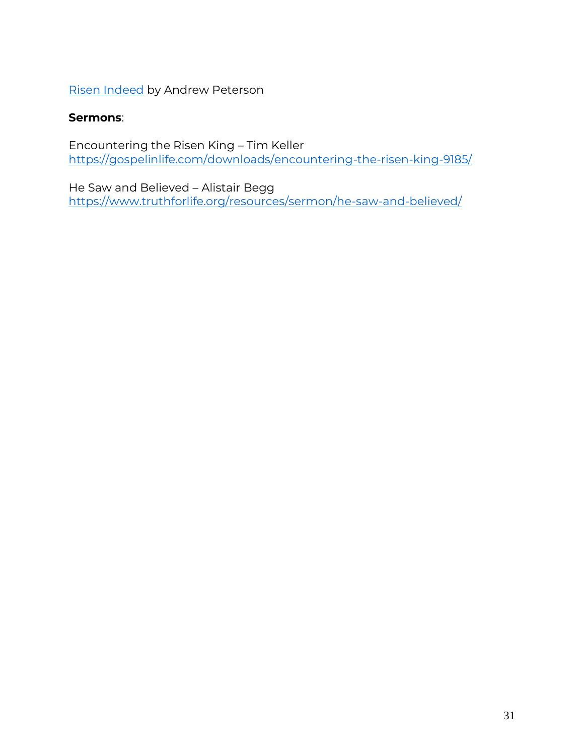[Risen Indeed] by Andrew Peterson

**Sermons**:

Encountering the Risen King – Tim Keller
https://gospelinlife.com/downloads/encountering-the-risen-king-9185/

He Saw and Believed – Alistair Begg
https://www.truthforlife.org/resources/sermon/he-saw-and-believed/